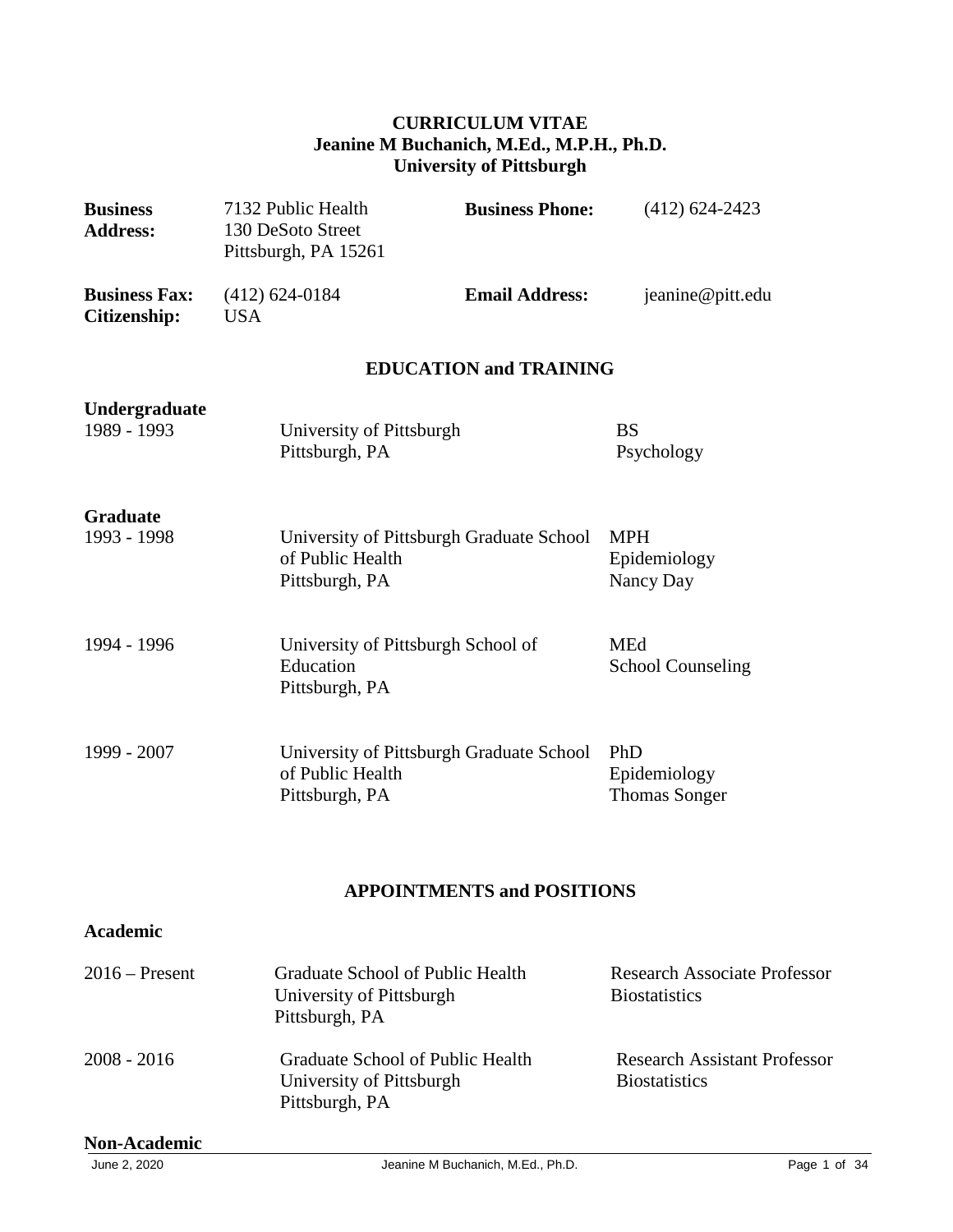# CURRICULUM VITAE
## Jeanine M Buchanich, M.Ed., M.P.H., Ph.D.
## University of Pittsburgh

| | | | |
|---|---|---|---|
| **Business Address:** | 7132 Public Health<br>130 DeSoto Street<br>Pittsburgh, PA 15261 | **Business Phone:** | (412) 624-2423 |
| **Business Fax:** | (412) 624-0184 | **Email Address:** | jeanine@pitt.edu |
| **Citizenship:** | USA | | |

## EDUCATION and TRAINING

### Undergraduate

| | | |
|---|---|---|
| 1989 - 1993 | University of Pittsburgh<br>Pittsburgh, PA | BS<br>Psychology |

### Graduate

| | | |
|---|---|---|
| 1993 - 1998 | University of Pittsburgh Graduate School of Public Health<br>Pittsburgh, PA | MPH<br>Epidemiology<br>Nancy Day |
| 1994 - 1996 | University of Pittsburgh School of Education<br>Pittsburgh, PA | MEd<br>School Counseling |
| 1999 - 2007 | University of Pittsburgh Graduate School of Public Health<br>Pittsburgh, PA | PhD<br>Epidemiology<br>Thomas Songer |

## APPOINTMENTS and POSITIONS

### Academic

| | | |
|---|---|---|
| 2016 – Present | Graduate School of Public Health<br>University of Pittsburgh<br>Pittsburgh, PA | Research Associate Professor<br>Biostatistics |
| 2008 - 2016 | Graduate School of Public Health<br>University of Pittsburgh<br>Pittsburgh, PA | Research Assistant Professor<br>Biostatistics |

### Non-Academic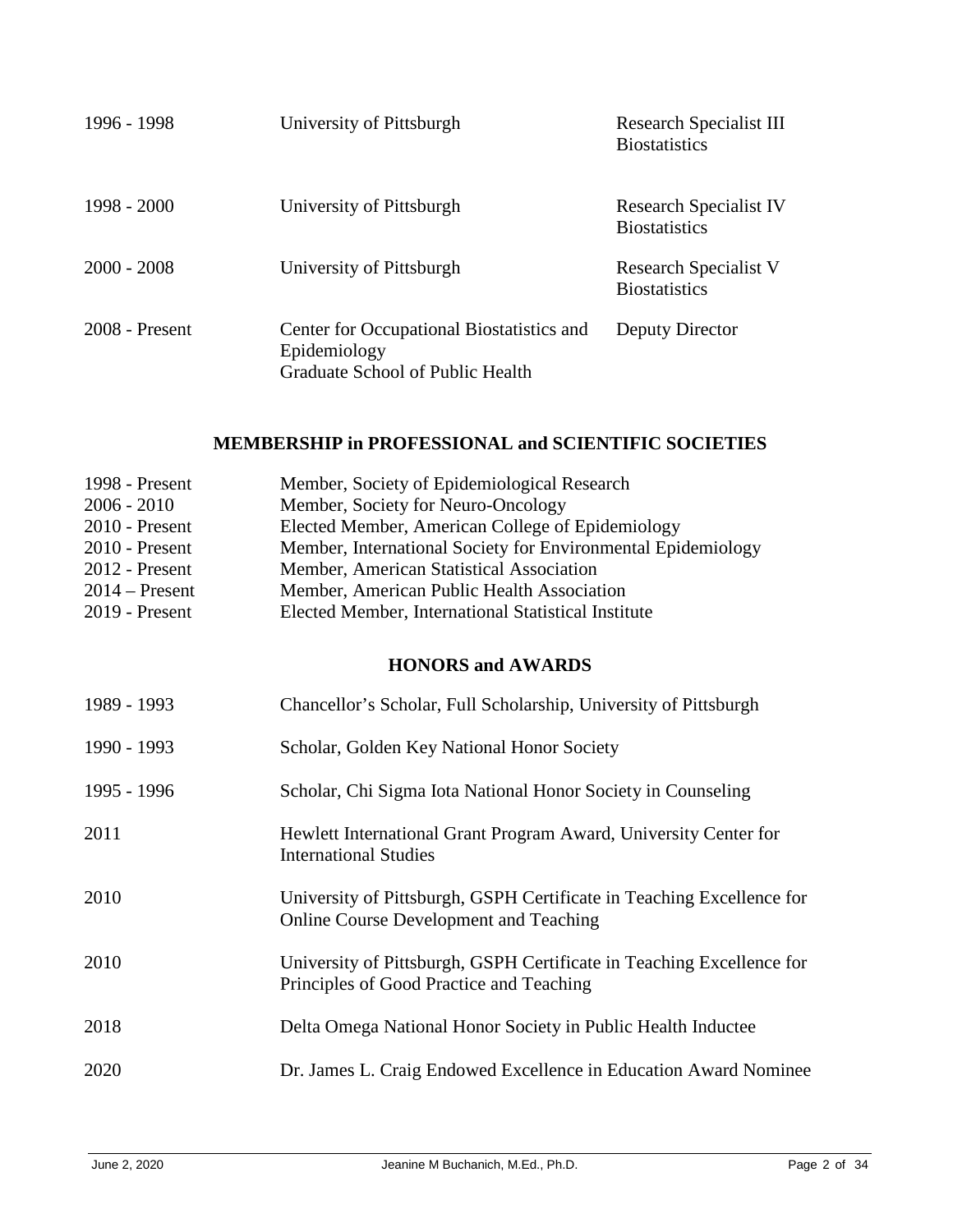| | | |
|---|---|---|
| 1996 - 1998 | University of Pittsburgh | Research Specialist III<br>Biostatistics |
| 1998 - 2000 | University of Pittsburgh | Research Specialist IV<br>Biostatistics |
| 2000 - 2008 | University of Pittsburgh | Research Specialist V<br>Biostatistics |
| 2008 - Present | Center for Occupational Biostatistics and Epidemiology<br>Graduate School of Public Health | Deputy Director |

## MEMBERSHIP in PROFESSIONAL and SCIENTIFIC SOCIETIES

| | |
|---|---|
| 1998 - Present | Member, Society of Epidemiological Research |
| 2006 - 2010 | Member, Society for Neuro-Oncology |
| 2010 - Present | Elected Member, American College of Epidemiology |
| 2010 - Present | Member, International Society for Environmental Epidemiology |
| 2012 - Present | Member, American Statistical Association |
| 2014 – Present | Member, American Public Health Association |
| 2019 - Present | Elected Member, International Statistical Institute |

## HONORS and AWARDS

| | |
|---|---|
| 1989 - 1993 | Chancellor's Scholar, Full Scholarship, University of Pittsburgh |
| 1990 - 1993 | Scholar, Golden Key National Honor Society |
| 1995 - 1996 | Scholar, Chi Sigma Iota National Honor Society in Counseling |
| 2011 | Hewlett International Grant Program Award, University Center for International Studies |
| 2010 | University of Pittsburgh, GSPH Certificate in Teaching Excellence for Online Course Development and Teaching |
| 2010 | University of Pittsburgh, GSPH Certificate in Teaching Excellence for Principles of Good Practice and Teaching |
| 2018 | Delta Omega National Honor Society in Public Health Inductee |
| 2020 | Dr. James L. Craig Endowed Excellence in Education Award Nominee |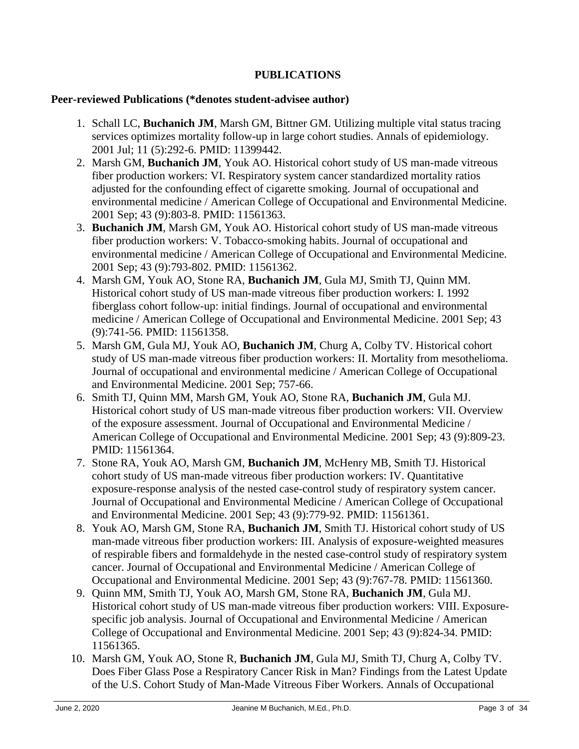## PUBLICATIONS

### Peer-reviewed Publications (*denotes student-advisee author)

1. Schall LC, **Buchanich JM**, Marsh GM, Bittner GM. Utilizing multiple vital status tracing services optimizes mortality follow-up in large cohort studies. Annals of epidemiology. 2001 Jul; 11 (5):292-6. PMID: 11399442.
2. Marsh GM, **Buchanich JM**, Youk AO. Historical cohort study of US man-made vitreous fiber production workers: VI. Respiratory system cancer standardized mortality ratios adjusted for the confounding effect of cigarette smoking. Journal of occupational and environmental medicine / American College of Occupational and Environmental Medicine. 2001 Sep; 43 (9):803-8. PMID: 11561363.
3. **Buchanich JM**, Marsh GM, Youk AO. Historical cohort study of US man-made vitreous fiber production workers: V. Tobacco-smoking habits. Journal of occupational and environmental medicine / American College of Occupational and Environmental Medicine. 2001 Sep; 43 (9):793-802. PMID: 11561362.
4. Marsh GM, Youk AO, Stone RA, **Buchanich JM**, Gula MJ, Smith TJ, Quinn MM. Historical cohort study of US man-made vitreous fiber production workers: I. 1992 fiberglass cohort follow-up: initial findings. Journal of occupational and environmental medicine / American College of Occupational and Environmental Medicine. 2001 Sep; 43 (9):741-56. PMID: 11561358.
5. Marsh GM, Gula MJ, Youk AO, **Buchanich JM**, Churg A, Colby TV. Historical cohort study of US man-made vitreous fiber production workers: II. Mortality from mesothelioma. Journal of occupational and environmental medicine / American College of Occupational and Environmental Medicine. 2001 Sep; 757-66.
6. Smith TJ, Quinn MM, Marsh GM, Youk AO, Stone RA, **Buchanich JM**, Gula MJ. Historical cohort study of US man-made vitreous fiber production workers: VII. Overview of the exposure assessment. Journal of Occupational and Environmental Medicine / American College of Occupational and Environmental Medicine. 2001 Sep; 43 (9):809-23. PMID: 11561364.
7. Stone RA, Youk AO, Marsh GM, **Buchanich JM**, McHenry MB, Smith TJ. Historical cohort study of US man-made vitreous fiber production workers: IV. Quantitative exposure-response analysis of the nested case-control study of respiratory system cancer. Journal of Occupational and Environmental Medicine / American College of Occupational and Environmental Medicine. 2001 Sep; 43 (9):779-92. PMID: 11561361.
8. Youk AO, Marsh GM, Stone RA, **Buchanich JM**, Smith TJ. Historical cohort study of US man-made vitreous fiber production workers: III. Analysis of exposure-weighted measures of respirable fibers and formaldehyde in the nested case-control study of respiratory system cancer. Journal of Occupational and Environmental Medicine / American College of Occupational and Environmental Medicine. 2001 Sep; 43 (9):767-78. PMID: 11561360.
9. Quinn MM, Smith TJ, Youk AO, Marsh GM, Stone RA, **Buchanich JM**, Gula MJ. Historical cohort study of US man-made vitreous fiber production workers: VIII. Exposure-specific job analysis. Journal of Occupational and Environmental Medicine / American College of Occupational and Environmental Medicine. 2001 Sep; 43 (9):824-34. PMID: 11561365.
10. Marsh GM, Youk AO, Stone R, **Buchanich JM**, Gula MJ, Smith TJ, Churg A, Colby TV. Does Fiber Glass Pose a Respiratory Cancer Risk in Man? Findings from the Latest Update of the U.S. Cohort Study of Man-Made Vitreous Fiber Workers. Annals of Occupational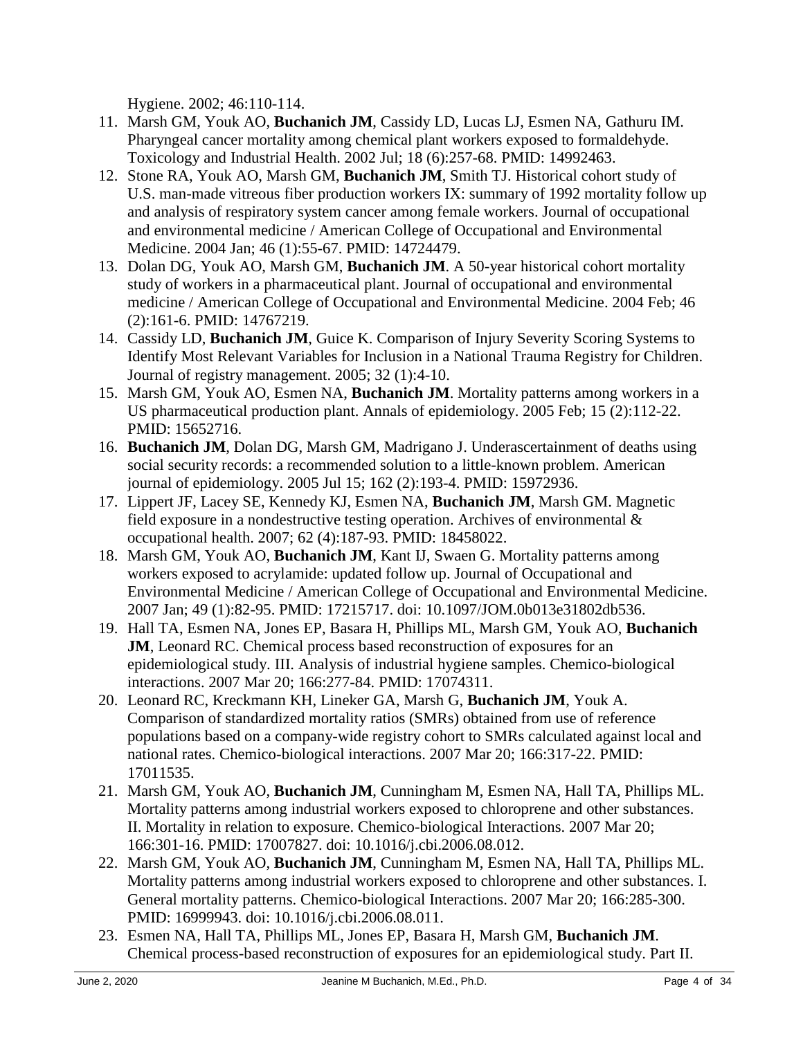Hygiene. 2002; 46:110-114.

11. Marsh GM, Youk AO, **Buchanich JM**, Cassidy LD, Lucas LJ, Esmen NA, Gathuru IM. Pharyngeal cancer mortality among chemical plant workers exposed to formaldehyde. Toxicology and Industrial Health. 2002 Jul; 18 (6):257-68. PMID: 14992463.
12. Stone RA, Youk AO, Marsh GM, **Buchanich JM**, Smith TJ. Historical cohort study of U.S. man-made vitreous fiber production workers IX: summary of 1992 mortality follow up and analysis of respiratory system cancer among female workers. Journal of occupational and environmental medicine / American College of Occupational and Environmental Medicine. 2004 Jan; 46 (1):55-67. PMID: 14724479.
13. Dolan DG, Youk AO, Marsh GM, **Buchanich JM**. A 50-year historical cohort mortality study of workers in a pharmaceutical plant. Journal of occupational and environmental medicine / American College of Occupational and Environmental Medicine. 2004 Feb; 46 (2):161-6. PMID: 14767219.
14. Cassidy LD, **Buchanich JM**, Guice K. Comparison of Injury Severity Scoring Systems to Identify Most Relevant Variables for Inclusion in a National Trauma Registry for Children. Journal of registry management. 2005; 32 (1):4-10.
15. Marsh GM, Youk AO, Esmen NA, **Buchanich JM**. Mortality patterns among workers in a US pharmaceutical production plant. Annals of epidemiology. 2005 Feb; 15 (2):112-22. PMID: 15652716.
16. **Buchanich JM**, Dolan DG, Marsh GM, Madrigano J. Underascertainment of deaths using social security records: a recommended solution to a little-known problem. American journal of epidemiology. 2005 Jul 15; 162 (2):193-4. PMID: 15972936.
17. Lippert JF, Lacey SE, Kennedy KJ, Esmen NA, **Buchanich JM**, Marsh GM. Magnetic field exposure in a nondestructive testing operation. Archives of environmental & occupational health. 2007; 62 (4):187-93. PMID: 18458022.
18. Marsh GM, Youk AO, **Buchanich JM**, Kant IJ, Swaen G. Mortality patterns among workers exposed to acrylamide: updated follow up. Journal of Occupational and Environmental Medicine / American College of Occupational and Environmental Medicine. 2007 Jan; 49 (1):82-95. PMID: 17215717. doi: 10.1097/JOM.0b013e31802db536.
19. Hall TA, Esmen NA, Jones EP, Basara H, Phillips ML, Marsh GM, Youk AO, **Buchanich JM**, Leonard RC. Chemical process based reconstruction of exposures for an epidemiological study. III. Analysis of industrial hygiene samples. Chemico-biological interactions. 2007 Mar 20; 166:277-84. PMID: 17074311.
20. Leonard RC, Kreckmann KH, Lineker GA, Marsh G, **Buchanich JM**, Youk A. Comparison of standardized mortality ratios (SMRs) obtained from use of reference populations based on a company-wide registry cohort to SMRs calculated against local and national rates. Chemico-biological interactions. 2007 Mar 20; 166:317-22. PMID: 17011535.
21. Marsh GM, Youk AO, **Buchanich JM**, Cunningham M, Esmen NA, Hall TA, Phillips ML. Mortality patterns among industrial workers exposed to chloroprene and other substances. II. Mortality in relation to exposure. Chemico-biological Interactions. 2007 Mar 20; 166:301-16. PMID: 17007827. doi: 10.1016/j.cbi.2006.08.012.
22. Marsh GM, Youk AO, **Buchanich JM**, Cunningham M, Esmen NA, Hall TA, Phillips ML. Mortality patterns among industrial workers exposed to chloroprene and other substances. I. General mortality patterns. Chemico-biological Interactions. 2007 Mar 20; 166:285-300. PMID: 16999943. doi: 10.1016/j.cbi.2006.08.011.
23. Esmen NA, Hall TA, Phillips ML, Jones EP, Basara H, Marsh GM, **Buchanich JM**. Chemical process-based reconstruction of exposures for an epidemiological study. Part II.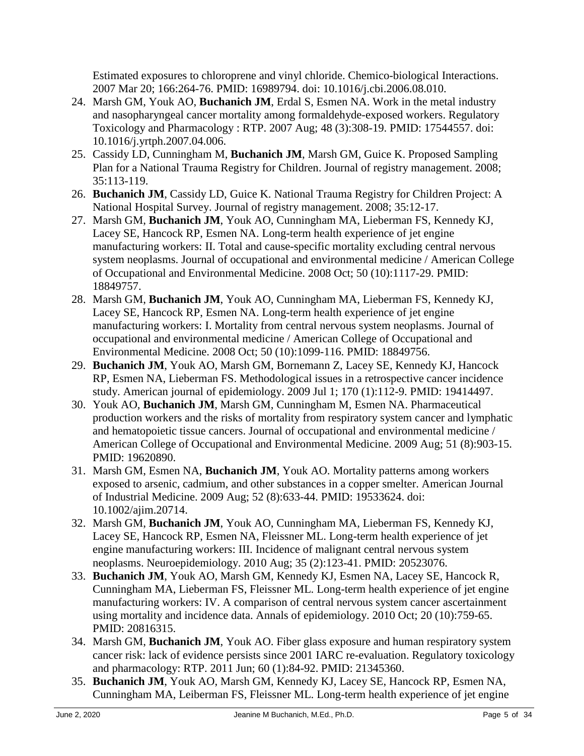Estimated exposures to chloroprene and vinyl chloride. Chemico-biological Interactions. 2007 Mar 20; 166:264-76. PMID: 16989794. doi: 10.1016/j.cbi.2006.08.010.

24. Marsh GM, Youk AO, **Buchanich JM**, Erdal S, Esmen NA. Work in the metal industry and nasopharyngeal cancer mortality among formaldehyde-exposed workers. Regulatory Toxicology and Pharmacology : RTP. 2007 Aug; 48 (3):308-19. PMID: 17544557. doi: 10.1016/j.yrtph.2007.04.006.
25. Cassidy LD, Cunningham M, **Buchanich JM**, Marsh GM, Guice K. Proposed Sampling Plan for a National Trauma Registry for Children. Journal of registry management. 2008; 35:113-119.
26. **Buchanich JM**, Cassidy LD, Guice K. National Trauma Registry for Children Project: A National Hospital Survey. Journal of registry management. 2008; 35:12-17.
27. Marsh GM, **Buchanich JM**, Youk AO, Cunningham MA, Lieberman FS, Kennedy KJ, Lacey SE, Hancock RP, Esmen NA. Long-term health experience of jet engine manufacturing workers: II. Total and cause-specific mortality excluding central nervous system neoplasms. Journal of occupational and environmental medicine / American College of Occupational and Environmental Medicine. 2008 Oct; 50 (10):1117-29. PMID: 18849757.
28. Marsh GM, **Buchanich JM**, Youk AO, Cunningham MA, Lieberman FS, Kennedy KJ, Lacey SE, Hancock RP, Esmen NA. Long-term health experience of jet engine manufacturing workers: I. Mortality from central nervous system neoplasms. Journal of occupational and environmental medicine / American College of Occupational and Environmental Medicine. 2008 Oct; 50 (10):1099-116. PMID: 18849756.
29. **Buchanich JM**, Youk AO, Marsh GM, Bornemann Z, Lacey SE, Kennedy KJ, Hancock RP, Esmen NA, Lieberman FS. Methodological issues in a retrospective cancer incidence study. American journal of epidemiology. 2009 Jul 1; 170 (1):112-9. PMID: 19414497.
30. Youk AO, **Buchanich JM**, Marsh GM, Cunningham M, Esmen NA. Pharmaceutical production workers and the risks of mortality from respiratory system cancer and lymphatic and hematopoietic tissue cancers. Journal of occupational and environmental medicine / American College of Occupational and Environmental Medicine. 2009 Aug; 51 (8):903-15. PMID: 19620890.
31. Marsh GM, Esmen NA, **Buchanich JM**, Youk AO. Mortality patterns among workers exposed to arsenic, cadmium, and other substances in a copper smelter. American Journal of Industrial Medicine. 2009 Aug; 52 (8):633-44. PMID: 19533624. doi: 10.1002/ajim.20714.
32. Marsh GM, **Buchanich JM**, Youk AO, Cunningham MA, Lieberman FS, Kennedy KJ, Lacey SE, Hancock RP, Esmen NA, Fleissner ML. Long-term health experience of jet engine manufacturing workers: III. Incidence of malignant central nervous system neoplasms. Neuroepidemiology. 2010 Aug; 35 (2):123-41. PMID: 20523076.
33. **Buchanich JM**, Youk AO, Marsh GM, Kennedy KJ, Esmen NA, Lacey SE, Hancock R, Cunningham MA, Lieberman FS, Fleissner ML. Long-term health experience of jet engine manufacturing workers: IV. A comparison of central nervous system cancer ascertainment using mortality and incidence data. Annals of epidemiology. 2010 Oct; 20 (10):759-65. PMID: 20816315.
34. Marsh GM, **Buchanich JM**, Youk AO. Fiber glass exposure and human respiratory system cancer risk: lack of evidence persists since 2001 IARC re-evaluation. Regulatory toxicology and pharmacology: RTP. 2011 Jun; 60 (1):84-92. PMID: 21345360.
35. **Buchanich JM**, Youk AO, Marsh GM, Kennedy KJ, Lacey SE, Hancock RP, Esmen NA, Cunningham MA, Leiberman FS, Fleissner ML. Long-term health experience of jet engine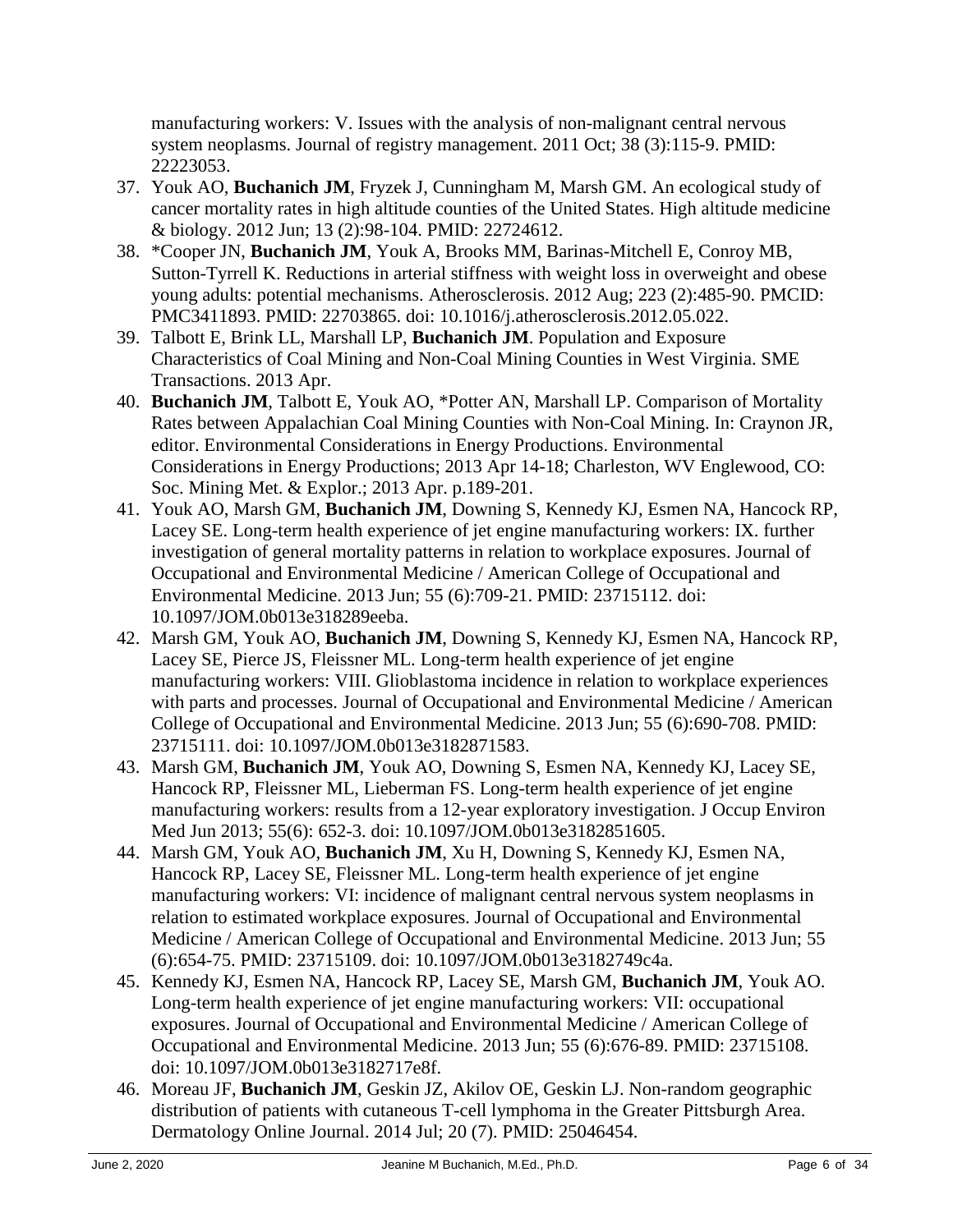manufacturing workers: V. Issues with the analysis of non-malignant central nervous system neoplasms. Journal of registry management. 2011 Oct; 38 (3):115-9. PMID: 22223053.

37. Youk AO, **Buchanich JM**, Fryzek J, Cunningham M, Marsh GM. An ecological study of cancer mortality rates in high altitude counties of the United States. High altitude medicine & biology. 2012 Jun; 13 (2):98-104. PMID: 22724612.
38. *Cooper JN, **Buchanich JM**, Youk A, Brooks MM, Barinas-Mitchell E, Conroy MB, Sutton-Tyrrell K. Reductions in arterial stiffness with weight loss in overweight and obese young adults: potential mechanisms. Atherosclerosis. 2012 Aug; 223 (2):485-90. PMCID: PMC3411893. PMID: 22703865. doi: 10.1016/j.atherosclerosis.2012.05.022.
39. Talbott E, Brink LL, Marshall LP, **Buchanich JM**. Population and Exposure Characteristics of Coal Mining and Non-Coal Mining Counties in West Virginia. SME Transactions. 2013 Apr.
40. **Buchanich JM**, Talbott E, Youk AO, *Potter AN, Marshall LP. Comparison of Mortality Rates between Appalachian Coal Mining Counties with Non-Coal Mining. In: Craynon JR, editor. Environmental Considerations in Energy Productions. Environmental Considerations in Energy Productions; 2013 Apr 14-18; Charleston, WV Englewood, CO: Soc. Mining Met. & Explor.; 2013 Apr. p.189-201.
41. Youk AO, Marsh GM, **Buchanich JM**, Downing S, Kennedy KJ, Esmen NA, Hancock RP, Lacey SE. Long-term health experience of jet engine manufacturing workers: IX. further investigation of general mortality patterns in relation to workplace exposures. Journal of Occupational and Environmental Medicine / American College of Occupational and Environmental Medicine. 2013 Jun; 55 (6):709-21. PMID: 23715112. doi: 10.1097/JOM.0b013e318289eeba.
42. Marsh GM, Youk AO, **Buchanich JM**, Downing S, Kennedy KJ, Esmen NA, Hancock RP, Lacey SE, Pierce JS, Fleissner ML. Long-term health experience of jet engine manufacturing workers: VIII. Glioblastoma incidence in relation to workplace experiences with parts and processes. Journal of Occupational and Environmental Medicine / American College of Occupational and Environmental Medicine. 2013 Jun; 55 (6):690-708. PMID: 23715111. doi: 10.1097/JOM.0b013e3182871583.
43. Marsh GM, **Buchanich JM**, Youk AO, Downing S, Esmen NA, Kennedy KJ, Lacey SE, Hancock RP, Fleissner ML, Lieberman FS. Long-term health experience of jet engine manufacturing workers: results from a 12-year exploratory investigation. J Occup Environ Med Jun 2013; 55(6): 652-3. doi: 10.1097/JOM.0b013e3182851605.
44. Marsh GM, Youk AO, **Buchanich JM**, Xu H, Downing S, Kennedy KJ, Esmen NA, Hancock RP, Lacey SE, Fleissner ML. Long-term health experience of jet engine manufacturing workers: VI: incidence of malignant central nervous system neoplasms in relation to estimated workplace exposures. Journal of Occupational and Environmental Medicine / American College of Occupational and Environmental Medicine. 2013 Jun; 55 (6):654-75. PMID: 23715109. doi: 10.1097/JOM.0b013e3182749c4a.
45. Kennedy KJ, Esmen NA, Hancock RP, Lacey SE, Marsh GM, **Buchanich JM**, Youk AO. Long-term health experience of jet engine manufacturing workers: VII: occupational exposures. Journal of Occupational and Environmental Medicine / American College of Occupational and Environmental Medicine. 2013 Jun; 55 (6):676-89. PMID: 23715108. doi: 10.1097/JOM.0b013e3182717e8f.
46. Moreau JF, **Buchanich JM**, Geskin JZ, Akilov OE, Geskin LJ. Non-random geographic distribution of patients with cutaneous T-cell lymphoma in the Greater Pittsburgh Area. Dermatology Online Journal. 2014 Jul; 20 (7). PMID: 25046454.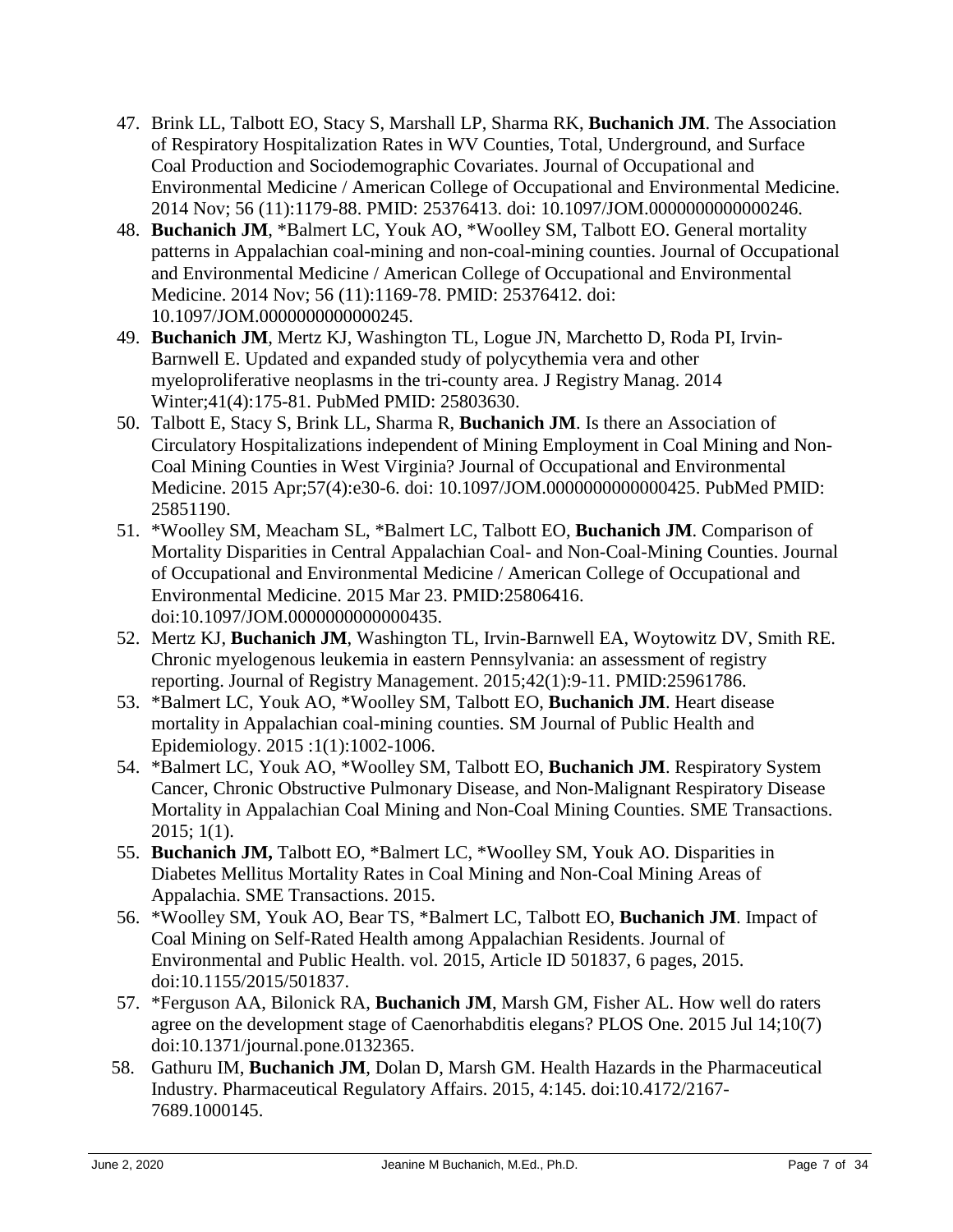47. Brink LL, Talbott EO, Stacy S, Marshall LP, Sharma RK, **Buchanich JM**. The Association of Respiratory Hospitalization Rates in WV Counties, Total, Underground, and Surface Coal Production and Sociodemographic Covariates. Journal of Occupational and Environmental Medicine / American College of Occupational and Environmental Medicine. 2014 Nov; 56 (11):1179-88. PMID: 25376413. doi: 10.1097/JOM.0000000000000246.
48. **Buchanich JM**, *Balmert LC, Youk AO, *Woolley SM, Talbott EO. General mortality patterns in Appalachian coal-mining and non-coal-mining counties. Journal of Occupational and Environmental Medicine / American College of Occupational and Environmental Medicine. 2014 Nov; 56 (11):1169-78. PMID: 25376412. doi: 10.1097/JOM.0000000000000245.
49. **Buchanich JM**, Mertz KJ, Washington TL, Logue JN, Marchetto D, Roda PI, Irvin-Barnwell E. Updated and expanded study of polycythemia vera and other myeloproliferative neoplasms in the tri-county area. J Registry Manag. 2014 Winter;41(4):175-81. PubMed PMID: 25803630.
50. Talbott E, Stacy S, Brink LL, Sharma R, **Buchanich JM**. Is there an Association of Circulatory Hospitalizations independent of Mining Employment in Coal Mining and Non-Coal Mining Counties in West Virginia? Journal of Occupational and Environmental Medicine. 2015 Apr;57(4):e30-6. doi: 10.1097/JOM.0000000000000425. PubMed PMID: 25851190.
51. *Woolley SM, Meacham SL, *Balmert LC, Talbott EO, **Buchanich JM**. Comparison of Mortality Disparities in Central Appalachian Coal- and Non-Coal-Mining Counties. Journal of Occupational and Environmental Medicine / American College of Occupational and Environmental Medicine. 2015 Mar 23. PMID:25806416. doi:10.1097/JOM.0000000000000435.
52. Mertz KJ, **Buchanich JM**, Washington TL, Irvin-Barnwell EA, Woytowitz DV, Smith RE. Chronic myelogenous leukemia in eastern Pennsylvania: an assessment of registry reporting. Journal of Registry Management. 2015;42(1):9-11. PMID:25961786.
53. *Balmert LC, Youk AO, *Woolley SM, Talbott EO, **Buchanich JM**. Heart disease mortality in Appalachian coal-mining counties. SM Journal of Public Health and Epidemiology. 2015 :1(1):1002-1006.
54. *Balmert LC, Youk AO, *Woolley SM, Talbott EO, **Buchanich JM**. Respiratory System Cancer, Chronic Obstructive Pulmonary Disease, and Non-Malignant Respiratory Disease Mortality in Appalachian Coal Mining and Non-Coal Mining Counties. SME Transactions. 2015; 1(1).
55. **Buchanich JM,** Talbott EO, *Balmert LC, *Woolley SM, Youk AO. Disparities in Diabetes Mellitus Mortality Rates in Coal Mining and Non-Coal Mining Areas of Appalachia. SME Transactions. 2015.
56. *Woolley SM, Youk AO, Bear TS, *Balmert LC, Talbott EO, **Buchanich JM**. Impact of Coal Mining on Self-Rated Health among Appalachian Residents. Journal of Environmental and Public Health. vol. 2015, Article ID 501837, 6 pages, 2015. doi:10.1155/2015/501837.
57. *Ferguson AA, Bilonick RA, **Buchanich JM**, Marsh GM, Fisher AL. How well do raters agree on the development stage of Caenorhabditis elegans? PLOS One. 2015 Jul 14;10(7) doi:10.1371/journal.pone.0132365.
58. Gathuru IM, **Buchanich JM**, Dolan D, Marsh GM. Health Hazards in the Pharmaceutical Industry. Pharmaceutical Regulatory Affairs. 2015, 4:145. doi:10.4172/2167-7689.1000145.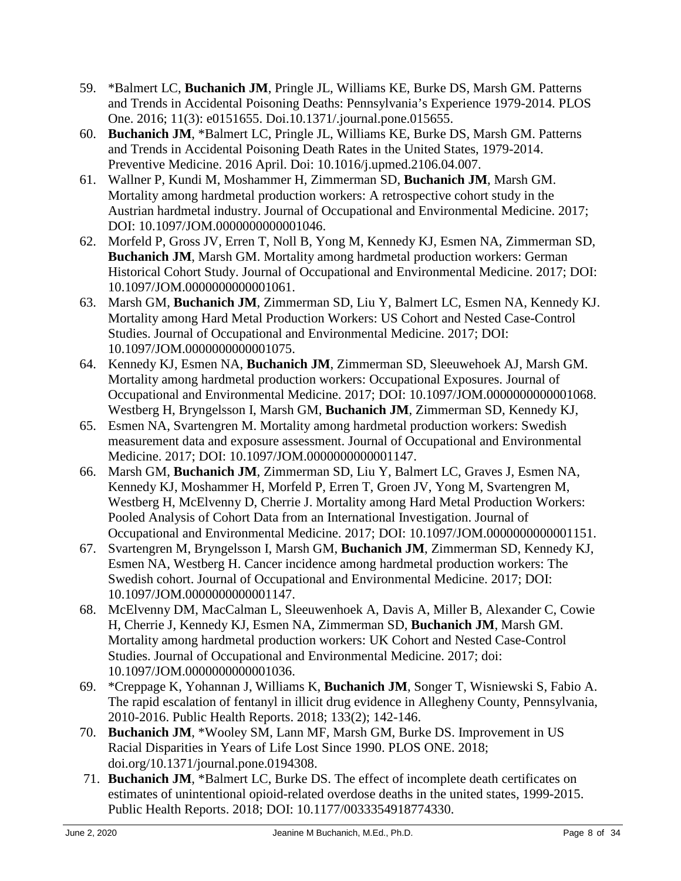59. *Balmert LC, **Buchanich JM**, Pringle JL, Williams KE, Burke DS, Marsh GM. Patterns and Trends in Accidental Poisoning Deaths: Pennsylvania's Experience 1979-2014. PLOS One. 2016; 11(3): e0151655. Doi.10.1371/.journal.pone.015655.
60. **Buchanich JM**, *Balmert LC, Pringle JL, Williams KE, Burke DS, Marsh GM. Patterns and Trends in Accidental Poisoning Death Rates in the United States, 1979-2014. Preventive Medicine. 2016 April. Doi: 10.1016/j.upmed.2106.04.007.
61. Wallner P, Kundi M, Moshammer H, Zimmerman SD, **Buchanich JM**, Marsh GM. Mortality among hardmetal production workers: A retrospective cohort study in the Austrian hardmetal industry. Journal of Occupational and Environmental Medicine. 2017; DOI: 10.1097/JOM.0000000000001046.
62. Morfeld P, Gross JV, Erren T, Noll B, Yong M, Kennedy KJ, Esmen NA, Zimmerman SD, **Buchanich JM**, Marsh GM. Mortality among hardmetal production workers: German Historical Cohort Study. Journal of Occupational and Environmental Medicine. 2017; DOI: 10.1097/JOM.0000000000001061.
63. Marsh GM, **Buchanich JM**, Zimmerman SD, Liu Y, Balmert LC, Esmen NA, Kennedy KJ. Mortality among Hard Metal Production Workers: US Cohort and Nested Case-Control Studies. Journal of Occupational and Environmental Medicine. 2017; DOI: 10.1097/JOM.0000000000001075.
64. Kennedy KJ, Esmen NA, **Buchanich JM**, Zimmerman SD, Sleeuwehoek AJ, Marsh GM. Mortality among hardmetal production workers: Occupational Exposures. Journal of Occupational and Environmental Medicine. 2017; DOI: 10.1097/JOM.0000000000001068.
65. Westberg H, Bryngelsson I, Marsh GM, **Buchanich JM**, Zimmerman SD, Kennedy KJ, Esmen NA, Svartengren M. Mortality among hardmetal production workers: Swedish measurement data and exposure assessment. Journal of Occupational and Environmental Medicine. 2017; DOI: 10.1097/JOM.0000000000001147.
66. Marsh GM, **Buchanich JM**, Zimmerman SD, Liu Y, Balmert LC, Graves J, Esmen NA, Kennedy KJ, Moshammer H, Morfeld P, Erren T, Groen JV, Yong M, Svartengren M, Westberg H, McElvenny D, Cherrie J. Mortality among Hard Metal Production Workers: Pooled Analysis of Cohort Data from an International Investigation. Journal of Occupational and Environmental Medicine. 2017; DOI: 10.1097/JOM.0000000000001151.
67. Svartengren M, Bryngelsson I, Marsh GM, **Buchanich JM**, Zimmerman SD, Kennedy KJ, Esmen NA, Westberg H. Cancer incidence among hardmetal production workers: The Swedish cohort. Journal of Occupational and Environmental Medicine. 2017; DOI: 10.1097/JOM.0000000000001147.
68. McElvenny DM, MacCalman L, Sleeuwenhoek A, Davis A, Miller B, Alexander C, Cowie H, Cherrie J, Kennedy KJ, Esmen NA, Zimmerman SD, **Buchanich JM**, Marsh GM. Mortality among hardmetal production workers: UK Cohort and Nested Case-Control Studies. Journal of Occupational and Environmental Medicine. 2017; doi: 10.1097/JOM.0000000000001036.
69. *Creppage K, Yohannan J, Williams K, **Buchanich JM**, Songer T, Wisniewski S, Fabio A. The rapid escalation of fentanyl in illicit drug evidence in Allegheny County, Pennsylvania, 2010-2016. Public Health Reports. 2018; 133(2); 142-146.
70. **Buchanich JM**, *Wooley SM, Lann MF, Marsh GM, Burke DS. Improvement in US Racial Disparities in Years of Life Lost Since 1990. PLOS ONE. 2018; doi.org/10.1371/journal.pone.0194308.
71. **Buchanich JM**, *Balmert LC, Burke DS. The effect of incomplete death certificates on estimates of unintentional opioid-related overdose deaths in the united states, 1999-2015. Public Health Reports. 2018; DOI: 10.1177/0033354918774330.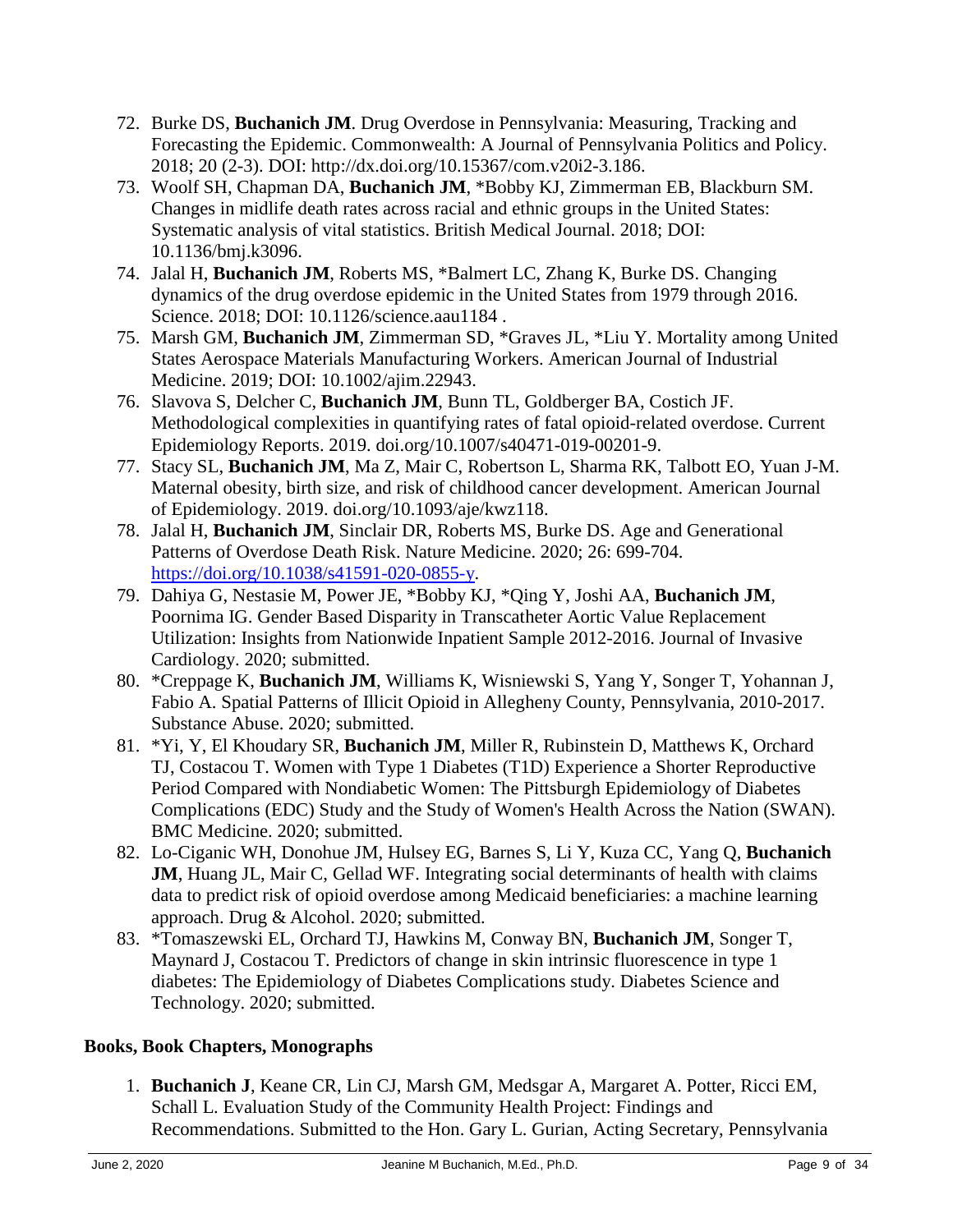72. Burke DS, **Buchanich JM**. Drug Overdose in Pennsylvania: Measuring, Tracking and Forecasting the Epidemic. Commonwealth: A Journal of Pennsylvania Politics and Policy. 2018; 20 (2-3). DOI: http://dx.doi.org/10.15367/com.v20i2-3.186.
73. Woolf SH, Chapman DA, **Buchanich JM**, *Bobby KJ, Zimmerman EB, Blackburn SM. Changes in midlife death rates across racial and ethnic groups in the United States: Systematic analysis of vital statistics. British Medical Journal. 2018; DOI: 10.1136/bmj.k3096.
74. Jalal H, **Buchanich JM**, Roberts MS, *Balmert LC, Zhang K, Burke DS. Changing dynamics of the drug overdose epidemic in the United States from 1979 through 2016. Science. 2018; DOI: 10.1126/science.aau1184 .
75. Marsh GM, **Buchanich JM**, Zimmerman SD, *Graves JL, *Liu Y. Mortality among United States Aerospace Materials Manufacturing Workers. American Journal of Industrial Medicine. 2019; DOI: 10.1002/ajim.22943.
76. Slavova S, Delcher C, **Buchanich JM**, Bunn TL, Goldberger BA, Costich JF. Methodological complexities in quantifying rates of fatal opioid-related overdose. Current Epidemiology Reports. 2019. doi.org/10.1007/s40471-019-00201-9.
77. Stacy SL, **Buchanich JM**, Ma Z, Mair C, Robertson L, Sharma RK, Talbott EO, Yuan J-M. Maternal obesity, birth size, and risk of childhood cancer development. American Journal of Epidemiology. 2019. doi.org/10.1093/aje/kwz118.
78. Jalal H, **Buchanich JM**, Sinclair DR, Roberts MS, Burke DS. Age and Generational Patterns of Overdose Death Risk. Nature Medicine. 2020; 26: 699-704. https://doi.org/10.1038/s41591-020-0855-y.
79. Dahiya G, Nestasie M, Power JE, *Bobby KJ, *Qing Y, Joshi AA, **Buchanich JM**, Poornima IG. Gender Based Disparity in Transcatheter Aortic Value Replacement Utilization: Insights from Nationwide Inpatient Sample 2012-2016. Journal of Invasive Cardiology. 2020; submitted.
80. *Creppage K, **Buchanich JM**, Williams K, Wisniewski S, Yang Y, Songer T, Yohannan J, Fabio A. Spatial Patterns of Illicit Opioid in Allegheny County, Pennsylvania, 2010-2017. Substance Abuse. 2020; submitted.
81. *Yi, Y, El Khoudary SR, **Buchanich JM**, Miller R, Rubinstein D, Matthews K, Orchard TJ, Costacou T. Women with Type 1 Diabetes (T1D) Experience a Shorter Reproductive Period Compared with Nondiabetic Women: The Pittsburgh Epidemiology of Diabetes Complications (EDC) Study and the Study of Women's Health Across the Nation (SWAN). BMC Medicine. 2020; submitted.
82. Lo-Ciganic WH, Donohue JM, Hulsey EG, Barnes S, Li Y, Kuza CC, Yang Q, **Buchanich JM**, Huang JL, Mair C, Gellad WF. Integrating social determinants of health with claims data to predict risk of opioid overdose among Medicaid beneficiaries: a machine learning approach. Drug & Alcohol. 2020; submitted.
83. *Tomaszewski EL, Orchard TJ, Hawkins M, Conway BN, **Buchanich JM**, Songer T, Maynard J, Costacou T. Predictors of change in skin intrinsic fluorescence in type 1 diabetes: The Epidemiology of Diabetes Complications study. Diabetes Science and Technology. 2020; submitted.

## Books, Book Chapters, Monographs

1. **Buchanich J**, Keane CR, Lin CJ, Marsh GM, Medsgar A, Margaret A. Potter, Ricci EM, Schall L. Evaluation Study of the Community Health Project: Findings and Recommendations. Submitted to the Hon. Gary L. Gurian, Acting Secretary, Pennsylvania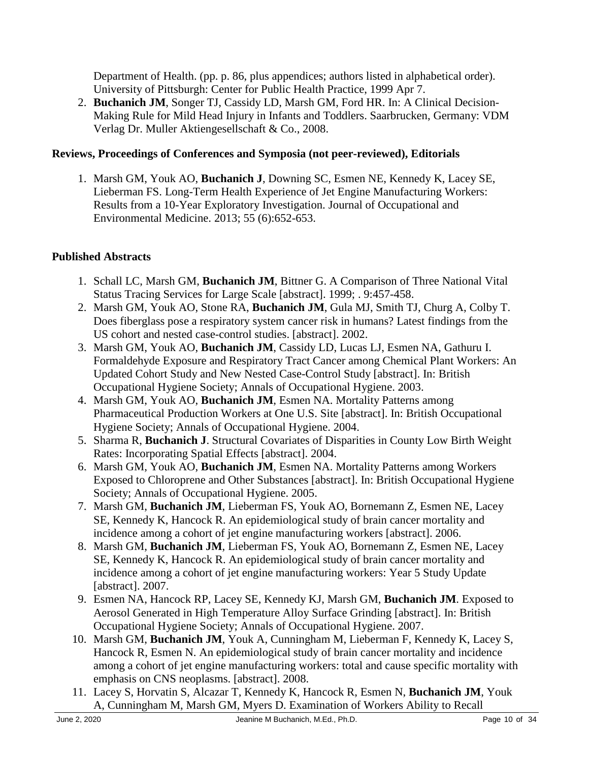Department of Health. (pp. p. 86, plus appendices; authors listed in alphabetical order). University of Pittsburgh: Center for Public Health Practice, 1999 Apr 7.

2. **Buchanich JM**, Songer TJ, Cassidy LD, Marsh GM, Ford HR. In: A Clinical Decision-Making Rule for Mild Head Injury in Infants and Toddlers. Saarbrucken, Germany: VDM Verlag Dr. Muller Aktiengesellschaft & Co., 2008.

**Reviews, Proceedings of Conferences and Symposia (not peer-reviewed), Editorials**

1. Marsh GM, Youk AO, **Buchanich J**, Downing SC, Esmen NE, Kennedy K, Lacey SE, Lieberman FS. Long-Term Health Experience of Jet Engine Manufacturing Workers: Results from a 10-Year Exploratory Investigation. Journal of Occupational and Environmental Medicine. 2013; 55 (6):652-653.

**Published Abstracts**

1. Schall LC, Marsh GM, **Buchanich JM**, Bittner G. A Comparison of Three National Vital Status Tracing Services for Large Scale [abstract]. 1999; . 9:457-458.
2. Marsh GM, Youk AO, Stone RA, **Buchanich JM**, Gula MJ, Smith TJ, Churg A, Colby T. Does fiberglass pose a respiratory system cancer risk in humans? Latest findings from the US cohort and nested case-control studies. [abstract]. 2002.
3. Marsh GM, Youk AO, **Buchanich JM**, Cassidy LD, Lucas LJ, Esmen NA, Gathuru I. Formaldehyde Exposure and Respiratory Tract Cancer among Chemical Plant Workers: An Updated Cohort Study and New Nested Case-Control Study [abstract]. In: British Occupational Hygiene Society; Annals of Occupational Hygiene. 2003.
4. Marsh GM, Youk AO, **Buchanich JM**, Esmen NA. Mortality Patterns among Pharmaceutical Production Workers at One U.S. Site [abstract]. In: British Occupational Hygiene Society; Annals of Occupational Hygiene. 2004.
5. Sharma R, **Buchanich J**. Structural Covariates of Disparities in County Low Birth Weight Rates: Incorporating Spatial Effects [abstract]. 2004.
6. Marsh GM, Youk AO, **Buchanich JM**, Esmen NA. Mortality Patterns among Workers Exposed to Chloroprene and Other Substances [abstract]. In: British Occupational Hygiene Society; Annals of Occupational Hygiene. 2005.
7. Marsh GM, **Buchanich JM**, Lieberman FS, Youk AO, Bornemann Z, Esmen NE, Lacey SE, Kennedy K, Hancock R. An epidemiological study of brain cancer mortality and incidence among a cohort of jet engine manufacturing workers [abstract]. 2006.
8. Marsh GM, **Buchanich JM**, Lieberman FS, Youk AO, Bornemann Z, Esmen NE, Lacey SE, Kennedy K, Hancock R. An epidemiological study of brain cancer mortality and incidence among a cohort of jet engine manufacturing workers: Year 5 Study Update [abstract]. 2007.
9. Esmen NA, Hancock RP, Lacey SE, Kennedy KJ, Marsh GM, **Buchanich JM**. Exposed to Aerosol Generated in High Temperature Alloy Surface Grinding [abstract]. In: British Occupational Hygiene Society; Annals of Occupational Hygiene. 2007.
10. Marsh GM, **Buchanich JM**, Youk A, Cunningham M, Lieberman F, Kennedy K, Lacey S, Hancock R, Esmen N. An epidemiological study of brain cancer mortality and incidence among a cohort of jet engine manufacturing workers: total and cause specific mortality with emphasis on CNS neoplasms. [abstract]. 2008.
11. Lacey S, Horvatin S, Alcazar T, Kennedy K, Hancock R, Esmen N, **Buchanich JM**, Youk A, Cunningham M, Marsh GM, Myers D. Examination of Workers Ability to Recall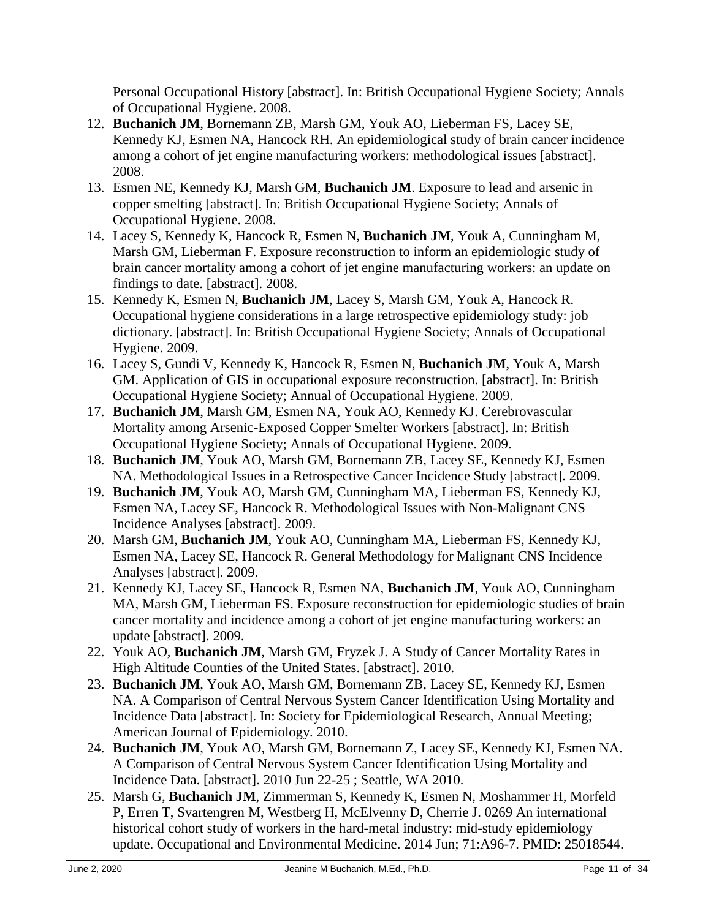Personal Occupational History [abstract]. In: British Occupational Hygiene Society; Annals of Occupational Hygiene. 2008.

12. **Buchanich JM**, Bornemann ZB, Marsh GM, Youk AO, Lieberman FS, Lacey SE, Kennedy KJ, Esmen NA, Hancock RH. An epidemiological study of brain cancer incidence among a cohort of jet engine manufacturing workers: methodological issues [abstract]. 2008.
13. Esmen NE, Kennedy KJ, Marsh GM, **Buchanich JM**. Exposure to lead and arsenic in copper smelting [abstract]. In: British Occupational Hygiene Society; Annals of Occupational Hygiene. 2008.
14. Lacey S, Kennedy K, Hancock R, Esmen N, **Buchanich JM**, Youk A, Cunningham M, Marsh GM, Lieberman F. Exposure reconstruction to inform an epidemiologic study of brain cancer mortality among a cohort of jet engine manufacturing workers: an update on findings to date. [abstract]. 2008.
15. Kennedy K, Esmen N, **Buchanich JM**, Lacey S, Marsh GM, Youk A, Hancock R. Occupational hygiene considerations in a large retrospective epidemiology study: job dictionary. [abstract]. In: British Occupational Hygiene Society; Annals of Occupational Hygiene. 2009.
16. Lacey S, Gundi V, Kennedy K, Hancock R, Esmen N, **Buchanich JM**, Youk A, Marsh GM. Application of GIS in occupational exposure reconstruction. [abstract]. In: British Occupational Hygiene Society; Annual of Occupational Hygiene. 2009.
17. **Buchanich JM**, Marsh GM, Esmen NA, Youk AO, Kennedy KJ. Cerebrovascular Mortality among Arsenic-Exposed Copper Smelter Workers [abstract]. In: British Occupational Hygiene Society; Annals of Occupational Hygiene. 2009.
18. **Buchanich JM**, Youk AO, Marsh GM, Bornemann ZB, Lacey SE, Kennedy KJ, Esmen NA. Methodological Issues in a Retrospective Cancer Incidence Study [abstract]. 2009.
19. **Buchanich JM**, Youk AO, Marsh GM, Cunningham MA, Lieberman FS, Kennedy KJ, Esmen NA, Lacey SE, Hancock R. Methodological Issues with Non-Malignant CNS Incidence Analyses [abstract]. 2009.
20. Marsh GM, **Buchanich JM**, Youk AO, Cunningham MA, Lieberman FS, Kennedy KJ, Esmen NA, Lacey SE, Hancock R. General Methodology for Malignant CNS Incidence Analyses [abstract]. 2009.
21. Kennedy KJ, Lacey SE, Hancock R, Esmen NA, **Buchanich JM**, Youk AO, Cunningham MA, Marsh GM, Lieberman FS. Exposure reconstruction for epidemiologic studies of brain cancer mortality and incidence among a cohort of jet engine manufacturing workers: an update [abstract]. 2009.
22. Youk AO, **Buchanich JM**, Marsh GM, Fryzek J. A Study of Cancer Mortality Rates in High Altitude Counties of the United States. [abstract]. 2010.
23. **Buchanich JM**, Youk AO, Marsh GM, Bornemann ZB, Lacey SE, Kennedy KJ, Esmen NA. A Comparison of Central Nervous System Cancer Identification Using Mortality and Incidence Data [abstract]. In: Society for Epidemiological Research, Annual Meeting; American Journal of Epidemiology. 2010.
24. **Buchanich JM**, Youk AO, Marsh GM, Bornemann Z, Lacey SE, Kennedy KJ, Esmen NA. A Comparison of Central Nervous System Cancer Identification Using Mortality and Incidence Data. [abstract]. 2010 Jun 22-25 ; Seattle, WA 2010.
25. Marsh G, **Buchanich JM**, Zimmerman S, Kennedy K, Esmen N, Moshammer H, Morfeld P, Erren T, Svartengren M, Westberg H, McElvenny D, Cherrie J. 0269 An international historical cohort study of workers in the hard-metal industry: mid-study epidemiology update. Occupational and Environmental Medicine. 2014 Jun; 71:A96-7. PMID: 25018544.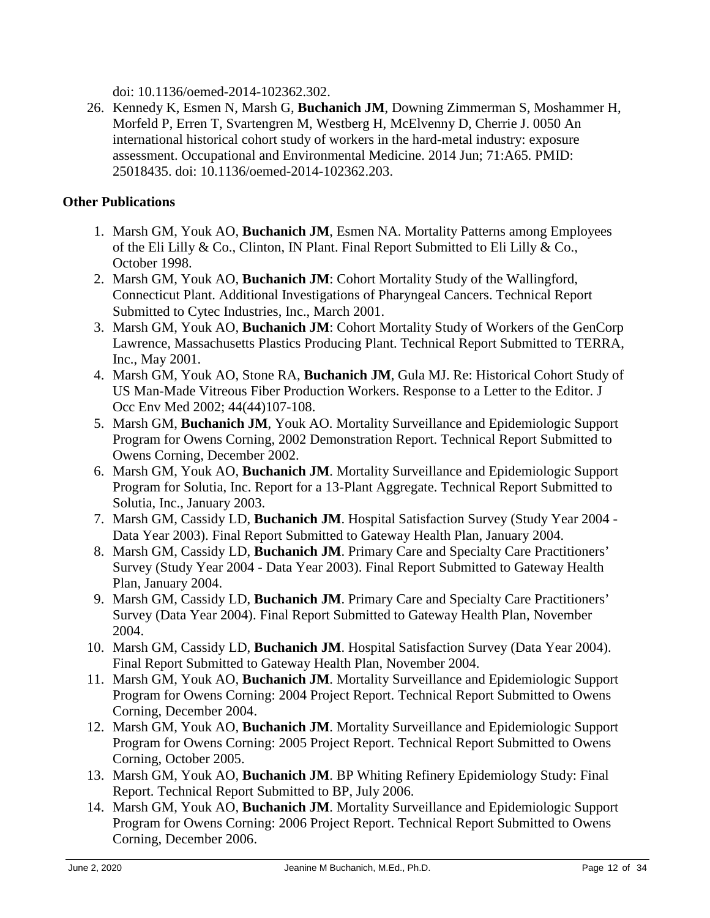doi: 10.1136/oemed-2014-102362.302.

26. Kennedy K, Esmen N, Marsh G, **Buchanich JM**, Downing Zimmerman S, Moshammer H, Morfeld P, Erren T, Svartengren M, Westberg H, McElvenny D, Cherrie J. 0050 An international historical cohort study of workers in the hard-metal industry: exposure assessment. Occupational and Environmental Medicine. 2014 Jun; 71:A65. PMID: 25018435. doi: 10.1136/oemed-2014-102362.203.

**Other Publications**

1. Marsh GM, Youk AO, **Buchanich JM**, Esmen NA. Mortality Patterns among Employees of the Eli Lilly & Co., Clinton, IN Plant. Final Report Submitted to Eli Lilly & Co., October 1998.
2. Marsh GM, Youk AO, **Buchanich JM**: Cohort Mortality Study of the Wallingford, Connecticut Plant. Additional Investigations of Pharyngeal Cancers. Technical Report Submitted to Cytec Industries, Inc., March 2001.
3. Marsh GM, Youk AO, **Buchanich JM**: Cohort Mortality Study of Workers of the GenCorp Lawrence, Massachusetts Plastics Producing Plant. Technical Report Submitted to TERRA, Inc., May 2001.
4. Marsh GM, Youk AO, Stone RA, **Buchanich JM**, Gula MJ. Re: Historical Cohort Study of US Man-Made Vitreous Fiber Production Workers. Response to a Letter to the Editor. J Occ Env Med 2002; 44(44)107-108.
5. Marsh GM, **Buchanich JM**, Youk AO. Mortality Surveillance and Epidemiologic Support Program for Owens Corning, 2002 Demonstration Report. Technical Report Submitted to Owens Corning, December 2002.
6. Marsh GM, Youk AO, **Buchanich JM**. Mortality Surveillance and Epidemiologic Support Program for Solutia, Inc. Report for a 13-Plant Aggregate. Technical Report Submitted to Solutia, Inc., January 2003.
7. Marsh GM, Cassidy LD, **Buchanich JM**. Hospital Satisfaction Survey (Study Year 2004 - Data Year 2003). Final Report Submitted to Gateway Health Plan, January 2004.
8. Marsh GM, Cassidy LD, **Buchanich JM**. Primary Care and Specialty Care Practitioners' Survey (Study Year 2004 - Data Year 2003). Final Report Submitted to Gateway Health Plan, January 2004.
9. Marsh GM, Cassidy LD, **Buchanich JM**. Primary Care and Specialty Care Practitioners' Survey (Data Year 2004). Final Report Submitted to Gateway Health Plan, November 2004.
10. Marsh GM, Cassidy LD, **Buchanich JM**. Hospital Satisfaction Survey (Data Year 2004). Final Report Submitted to Gateway Health Plan, November 2004.
11. Marsh GM, Youk AO, **Buchanich JM**. Mortality Surveillance and Epidemiologic Support Program for Owens Corning: 2004 Project Report. Technical Report Submitted to Owens Corning, December 2004.
12. Marsh GM, Youk AO, **Buchanich JM**. Mortality Surveillance and Epidemiologic Support Program for Owens Corning: 2005 Project Report. Technical Report Submitted to Owens Corning, October 2005.
13. Marsh GM, Youk AO, **Buchanich JM**. BP Whiting Refinery Epidemiology Study: Final Report. Technical Report Submitted to BP, July 2006.
14. Marsh GM, Youk AO, **Buchanich JM**. Mortality Surveillance and Epidemiologic Support Program for Owens Corning: 2006 Project Report. Technical Report Submitted to Owens Corning, December 2006.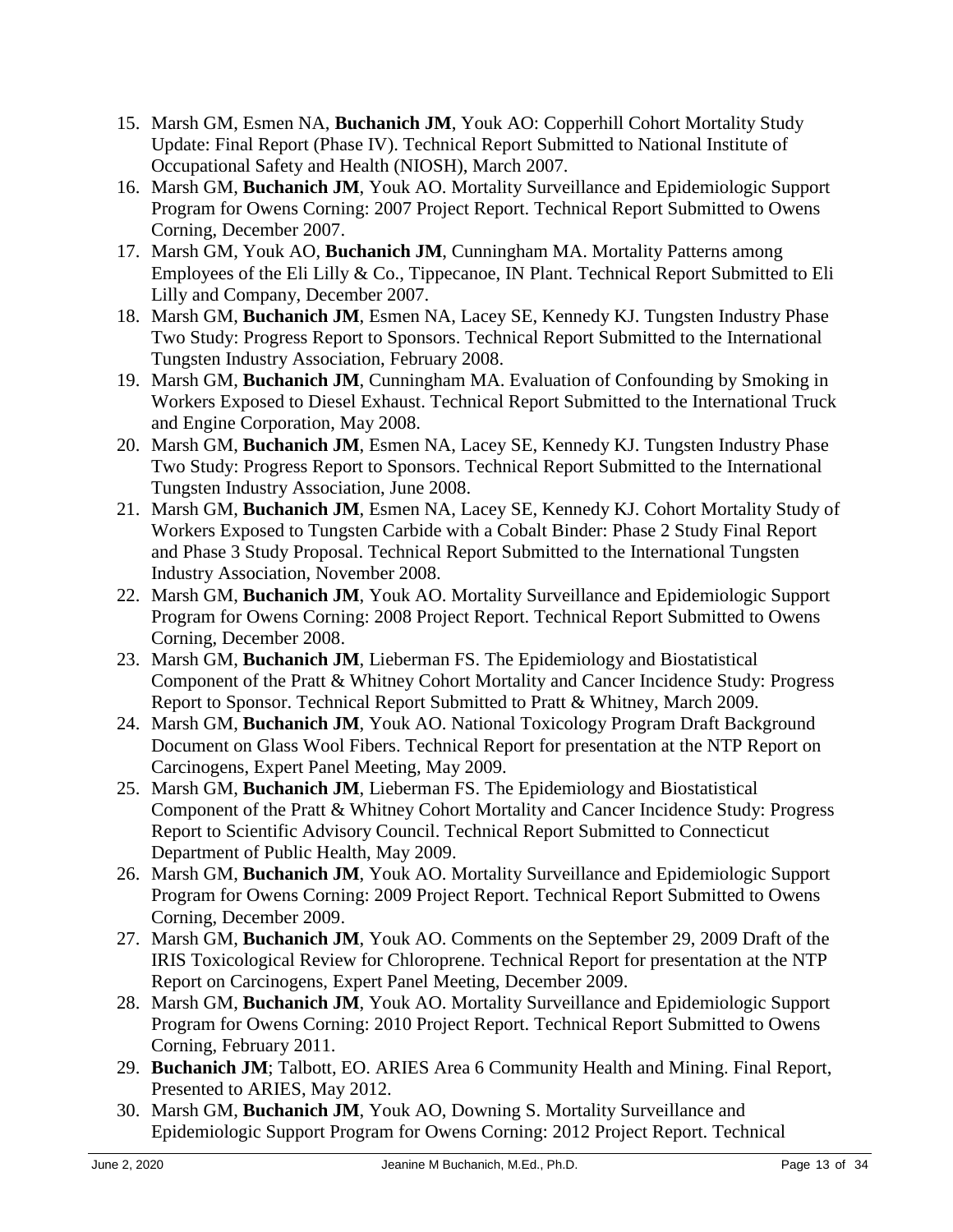15. Marsh GM, Esmen NA, **Buchanich JM**, Youk AO: Copperhill Cohort Mortality Study Update: Final Report (Phase IV). Technical Report Submitted to National Institute of Occupational Safety and Health (NIOSH), March 2007.
16. Marsh GM, **Buchanich JM**, Youk AO. Mortality Surveillance and Epidemiologic Support Program for Owens Corning: 2007 Project Report. Technical Report Submitted to Owens Corning, December 2007.
17. Marsh GM, Youk AO, **Buchanich JM**, Cunningham MA. Mortality Patterns among Employees of the Eli Lilly & Co., Tippecanoe, IN Plant. Technical Report Submitted to Eli Lilly and Company, December 2007.
18. Marsh GM, **Buchanich JM**, Esmen NA, Lacey SE, Kennedy KJ. Tungsten Industry Phase Two Study: Progress Report to Sponsors. Technical Report Submitted to the International Tungsten Industry Association, February 2008.
19. Marsh GM, **Buchanich JM**, Cunningham MA. Evaluation of Confounding by Smoking in Workers Exposed to Diesel Exhaust. Technical Report Submitted to the International Truck and Engine Corporation, May 2008.
20. Marsh GM, **Buchanich JM**, Esmen NA, Lacey SE, Kennedy KJ. Tungsten Industry Phase Two Study: Progress Report to Sponsors. Technical Report Submitted to the International Tungsten Industry Association, June 2008.
21. Marsh GM, **Buchanich JM**, Esmen NA, Lacey SE, Kennedy KJ. Cohort Mortality Study of Workers Exposed to Tungsten Carbide with a Cobalt Binder: Phase 2 Study Final Report and Phase 3 Study Proposal. Technical Report Submitted to the International Tungsten Industry Association, November 2008.
22. Marsh GM, **Buchanich JM**, Youk AO. Mortality Surveillance and Epidemiologic Support Program for Owens Corning: 2008 Project Report. Technical Report Submitted to Owens Corning, December 2008.
23. Marsh GM, **Buchanich JM**, Lieberman FS. The Epidemiology and Biostatistical Component of the Pratt & Whitney Cohort Mortality and Cancer Incidence Study: Progress Report to Sponsor. Technical Report Submitted to Pratt & Whitney, March 2009.
24. Marsh GM, **Buchanich JM**, Youk AO. National Toxicology Program Draft Background Document on Glass Wool Fibers. Technical Report for presentation at the NTP Report on Carcinogens, Expert Panel Meeting, May 2009.
25. Marsh GM, **Buchanich JM**, Lieberman FS. The Epidemiology and Biostatistical Component of the Pratt & Whitney Cohort Mortality and Cancer Incidence Study: Progress Report to Scientific Advisory Council. Technical Report Submitted to Connecticut Department of Public Health, May 2009.
26. Marsh GM, **Buchanich JM**, Youk AO. Mortality Surveillance and Epidemiologic Support Program for Owens Corning: 2009 Project Report. Technical Report Submitted to Owens Corning, December 2009.
27. Marsh GM, **Buchanich JM**, Youk AO. Comments on the September 29, 2009 Draft of the IRIS Toxicological Review for Chloroprene. Technical Report for presentation at the NTP Report on Carcinogens, Expert Panel Meeting, December 2009.
28. Marsh GM, **Buchanich JM**, Youk AO. Mortality Surveillance and Epidemiologic Support Program for Owens Corning: 2010 Project Report. Technical Report Submitted to Owens Corning, February 2011.
29. **Buchanich JM**; Talbott, EO. ARIES Area 6 Community Health and Mining. Final Report, Presented to ARIES, May 2012.
30. Marsh GM, **Buchanich JM**, Youk AO, Downing S. Mortality Surveillance and Epidemiologic Support Program for Owens Corning: 2012 Project Report. Technical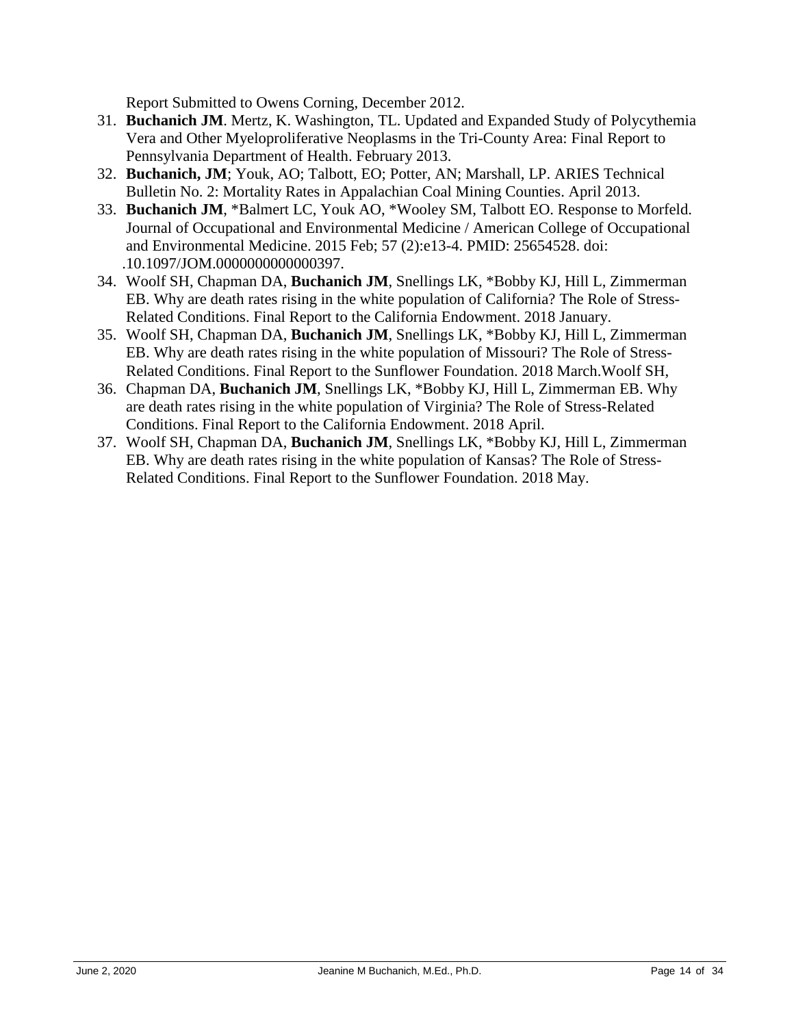Report Submitted to Owens Corning, December 2012.

31. **Buchanich JM**. Mertz, K. Washington, TL. Updated and Expanded Study of Polycythemia Vera and Other Myeloproliferative Neoplasms in the Tri-County Area: Final Report to Pennsylvania Department of Health. February 2013.
32. **Buchanich, JM**; Youk, AO; Talbott, EO; Potter, AN; Marshall, LP. ARIES Technical Bulletin No. 2: Mortality Rates in Appalachian Coal Mining Counties. April 2013.
33. **Buchanich JM**, *Balmert LC, Youk AO, *Wooley SM, Talbott EO. Response to Morfeld. Journal of Occupational and Environmental Medicine / American College of Occupational and Environmental Medicine. 2015 Feb; 57 (2):e13-4. PMID: 25654528. doi: .10.1097/JOM.0000000000000397.
34. Woolf SH, Chapman DA, **Buchanich JM**, Snellings LK, *Bobby KJ, Hill L, Zimmerman EB. Why are death rates rising in the white population of California? The Role of Stress-Related Conditions. Final Report to the California Endowment. 2018 January.
35. Woolf SH, Chapman DA, **Buchanich JM**, Snellings LK, *Bobby KJ, Hill L, Zimmerman EB. Why are death rates rising in the white population of Missouri? The Role of Stress-Related Conditions. Final Report to the Sunflower Foundation. 2018 March.Woolf SH,
36. Chapman DA, **Buchanich JM**, Snellings LK, *Bobby KJ, Hill L, Zimmerman EB. Why are death rates rising in the white population of Virginia? The Role of Stress-Related Conditions. Final Report to the California Endowment. 2018 April.
37. Woolf SH, Chapman DA, **Buchanich JM**, Snellings LK, *Bobby KJ, Hill L, Zimmerman EB. Why are death rates rising in the white population of Kansas? The Role of Stress-Related Conditions. Final Report to the Sunflower Foundation. 2018 May.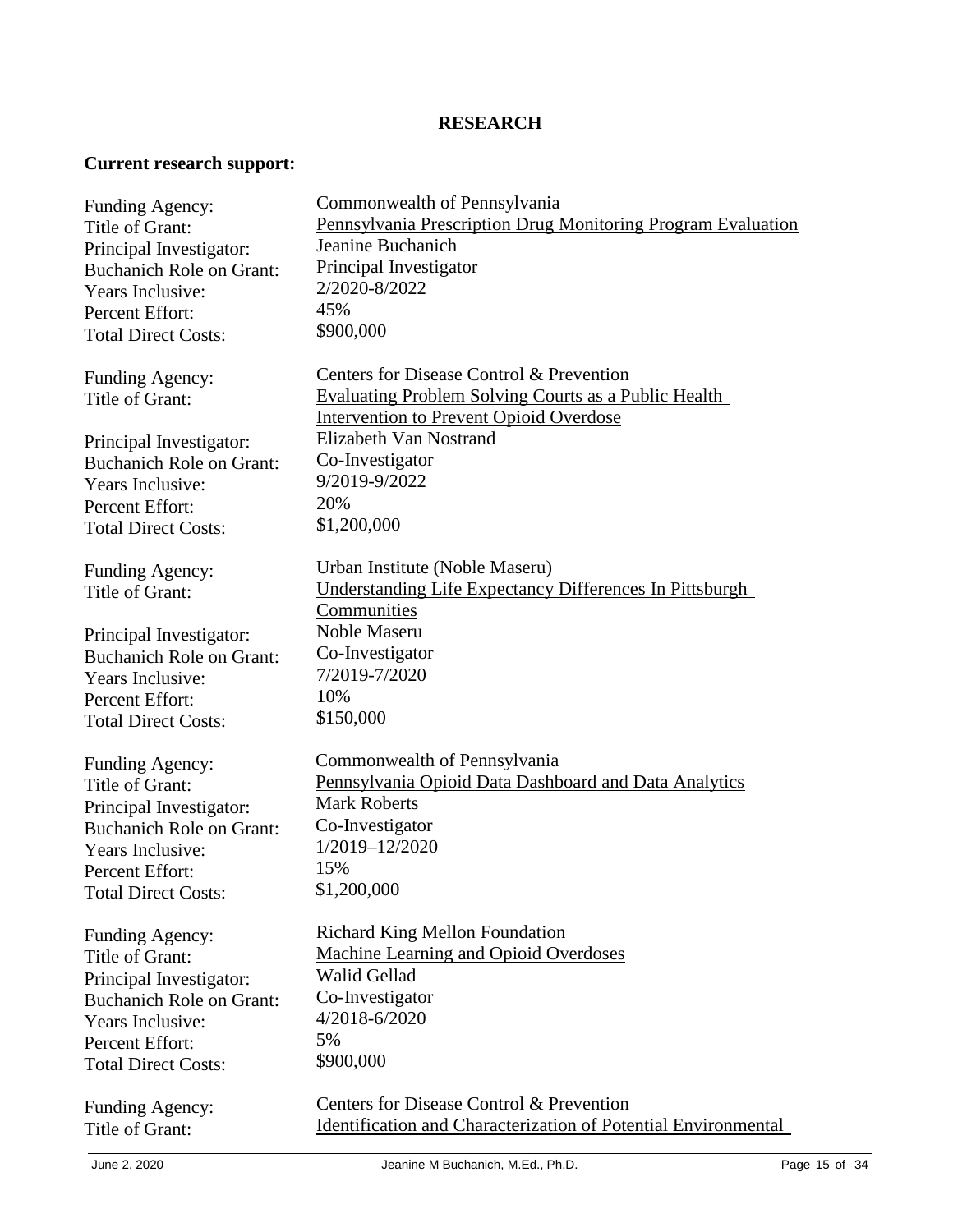## RESEARCH

**Current research support:**

Funding Agency: Commonwealth of Pennsylvania
Title of Grant: Pennsylvania Prescription Drug Monitoring Program Evaluation
Principal Investigator: Jeanine Buchanich
Buchanich Role on Grant: Principal Investigator
Years Inclusive: 2/2020-8/2022
Percent Effort: 45%
Total Direct Costs: $900,000

Funding Agency: Centers for Disease Control & Prevention
Title of Grant: Evaluating Problem Solving Courts as a Public Health Intervention to Prevent Opioid Overdose
Principal Investigator: Elizabeth Van Nostrand
Buchanich Role on Grant: Co-Investigator
Years Inclusive: 9/2019-9/2022
Percent Effort: 20%
Total Direct Costs: $1,200,000

Funding Agency: Urban Institute (Noble Maseru)
Title of Grant: Understanding Life Expectancy Differences In Pittsburgh Communities
Principal Investigator: Noble Maseru
Buchanich Role on Grant: Co-Investigator
Years Inclusive: 7/2019-7/2020
Percent Effort: 10%
Total Direct Costs: $150,000

Funding Agency: Commonwealth of Pennsylvania
Title of Grant: Pennsylvania Opioid Data Dashboard and Data Analytics
Principal Investigator: Mark Roberts
Buchanich Role on Grant: Co-Investigator
Years Inclusive: 1/2019–12/2020
Percent Effort: 15%
Total Direct Costs: $1,200,000

Funding Agency: Richard King Mellon Foundation
Title of Grant: Machine Learning and Opioid Overdoses
Principal Investigator: Walid Gellad
Buchanich Role on Grant: Co-Investigator
Years Inclusive: 4/2018-6/2020
Percent Effort: 5%
Total Direct Costs: $900,000

Funding Agency: Centers for Disease Control & Prevention
Title of Grant: Identification and Characterization of Potential Environmental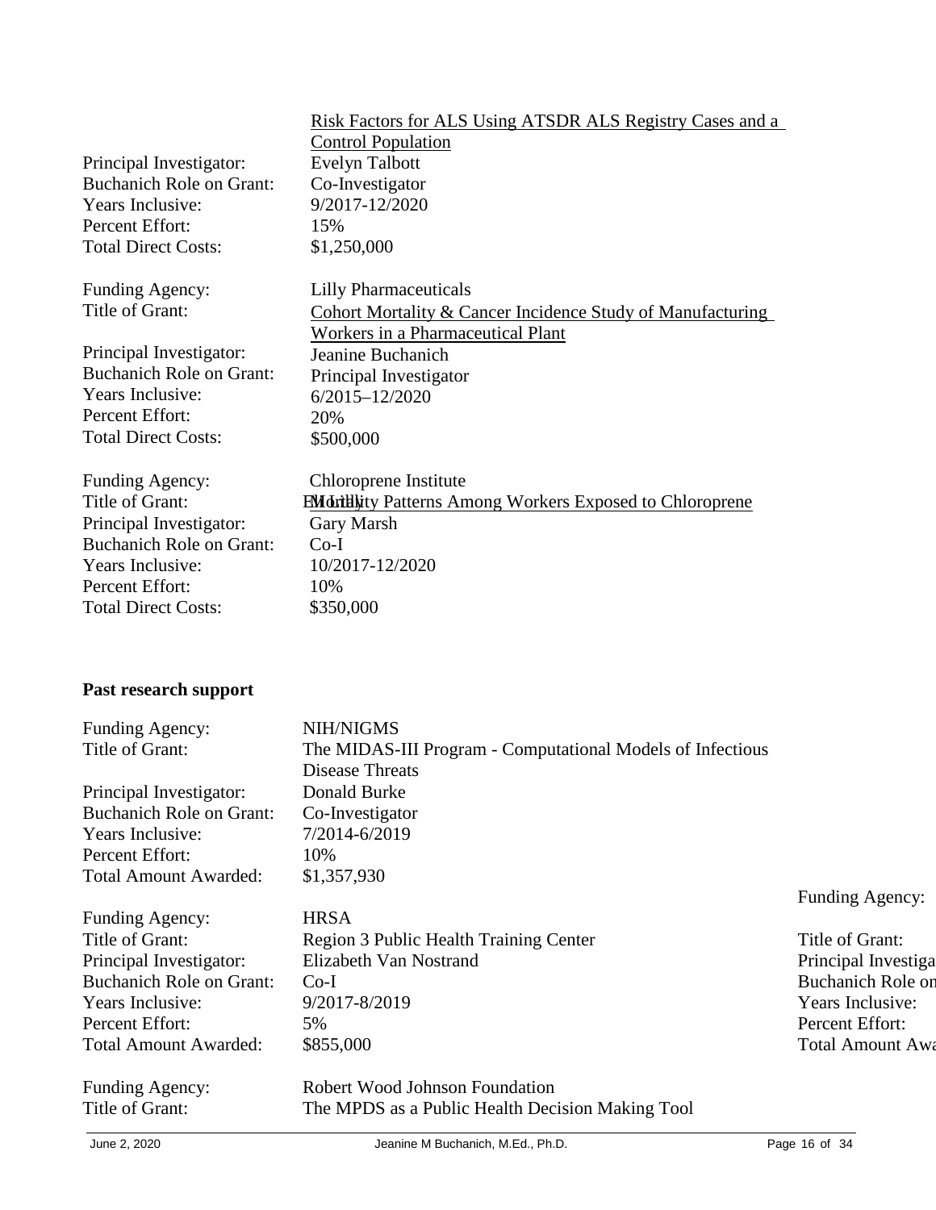Risk Factors for ALS Using ATSDR ALS Registry Cases and a Control Population

Principal Investigator: Evelyn Talbott
Buchanich Role on Grant: Co-Investigator
Years Inclusive: 9/2017-12/2020
Percent Effort: 15%
Total Direct Costs: $1,250,000

Funding Agency: Lilly Pharmaceuticals
Title of Grant: Cohort Mortality & Cancer Incidence Study of Manufacturing Workers in a Pharmaceutical Plant
Principal Investigator: Jeanine Buchanich
Buchanich Role on Grant: Principal Investigator
Years Inclusive: 6/2015–12/2020
Percent Effort: 20%
Total Direct Costs: $500,000

Funding Agency: Chloroprene Institute
Title of Grant: Mortality Patterns Among Workers Exposed to Chloroprene
Principal Investigator: Gary Marsh
Buchanich Role on Grant: Co-I
Years Inclusive: 10/2017-12/2020
Percent Effort: 10%
Total Direct Costs: $350,000

**Past research support**

Funding Agency: NIH/NIGMS
Title of Grant: The MIDAS-III Program - Computational Models of Infectious Disease Threats
Principal Investigator: Donald Burke
Buchanich Role on Grant: Co-Investigator
Years Inclusive: 7/2014-6/2019
Percent Effort: 10%
Total Amount Awarded: $1,357,930

Funding Agency: HRSA
Title of Grant: Region 3 Public Health Training Center
Principal Investigator: Elizabeth Van Nostrand
Buchanich Role on Grant: Co-I
Years Inclusive: 9/2017-8/2019
Percent Effort: 5%
Total Amount Awarded: $855,000

Funding Agency: Robert Wood Johnson Foundation
Title of Grant: The MPDS as a Public Health Decision Making Tool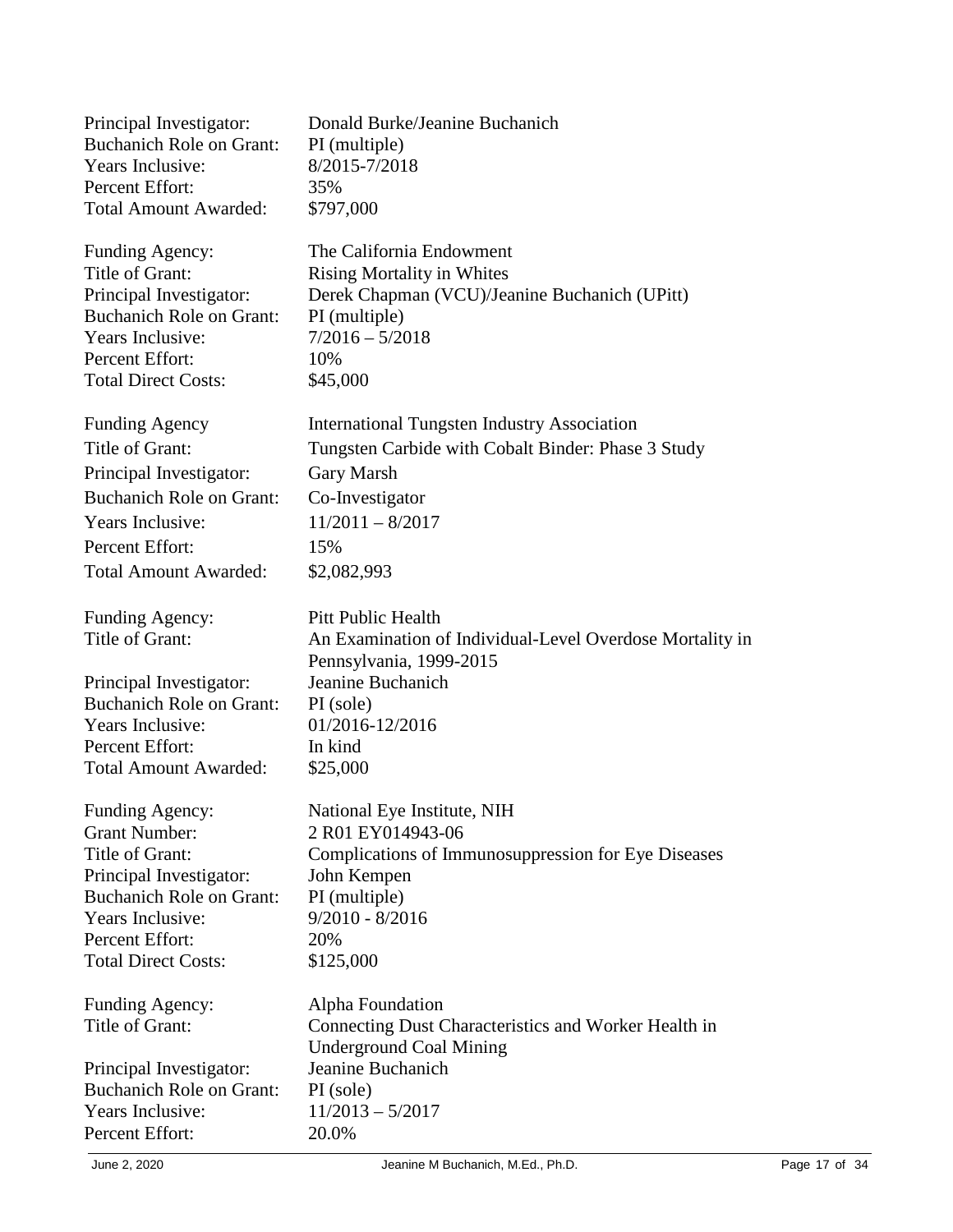Principal Investigator: Donald Burke/Jeanine Buchanich
Buchanich Role on Grant: PI (multiple)
Years Inclusive: 8/2015-7/2018
Percent Effort: 35%
Total Amount Awarded: $797,000

Funding Agency: The California Endowment
Title of Grant: Rising Mortality in Whites
Principal Investigator: Derek Chapman (VCU)/Jeanine Buchanich (UPitt)
Buchanich Role on Grant: PI (multiple)
Years Inclusive: 7/2016 – 5/2018
Percent Effort: 10%
Total Direct Costs: $45,000

Funding Agency International Tungsten Industry Association
Title of Grant: Tungsten Carbide with Cobalt Binder: Phase 3 Study
Principal Investigator: Gary Marsh
Buchanich Role on Grant: Co-Investigator
Years Inclusive: 11/2011 – 8/2017
Percent Effort: 15%
Total Amount Awarded: $2,082,993

Funding Agency: Pitt Public Health
Title of Grant: An Examination of Individual-Level Overdose Mortality in Pennsylvania, 1999-2015
Principal Investigator: Jeanine Buchanich
Buchanich Role on Grant: PI (sole)
Years Inclusive: 01/2016-12/2016
Percent Effort: In kind
Total Amount Awarded: $25,000

Funding Agency: National Eye Institute, NIH
Grant Number: 2 R01 EY014943-06
Title of Grant: Complications of Immunosuppression for Eye Diseases
Principal Investigator: John Kempen
Buchanich Role on Grant: PI (multiple)
Years Inclusive: 9/2010 - 8/2016
Percent Effort: 20%
Total Direct Costs: $125,000

Funding Agency: Alpha Foundation
Title of Grant: Connecting Dust Characteristics and Worker Health in Underground Coal Mining
Principal Investigator: Jeanine Buchanich
Buchanich Role on Grant: PI (sole)
Years Inclusive: 11/2013 – 5/2017
Percent Effort: 20.0%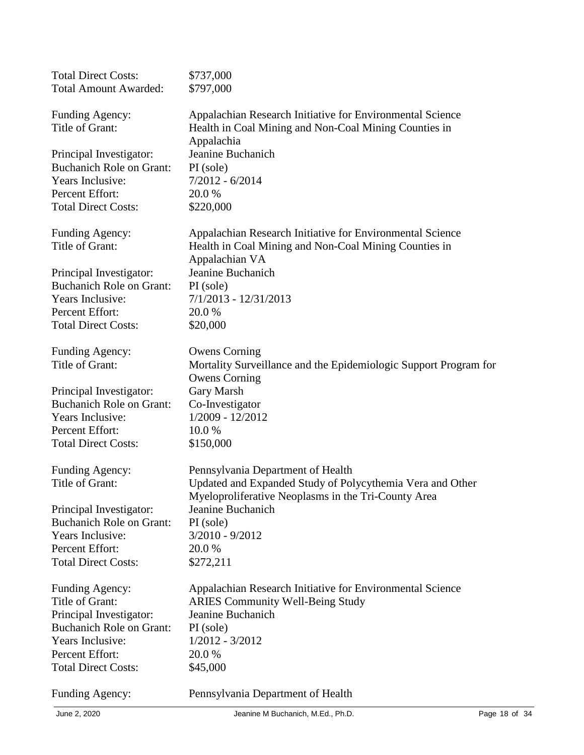Total Direct Costs: $737,000
Total Amount Awarded: $797,000

Funding Agency: Appalachian Research Initiative for Environmental Science
Title of Grant: Health in Coal Mining and Non-Coal Mining Counties in Appalachia
Principal Investigator: Jeanine Buchanich
Buchanich Role on Grant: PI (sole)
Years Inclusive: 7/2012 - 6/2014
Percent Effort: 20.0 %
Total Direct Costs: $220,000

Funding Agency: Appalachian Research Initiative for Environmental Science
Title of Grant: Health in Coal Mining and Non-Coal Mining Counties in Appalachian VA
Principal Investigator: Jeanine Buchanich
Buchanich Role on Grant: PI (sole)
Years Inclusive: 7/1/2013 - 12/31/2013
Percent Effort: 20.0 %
Total Direct Costs: $20,000

Funding Agency: Owens Corning
Title of Grant: Mortality Surveillance and the Epidemiologic Support Program for Owens Corning
Principal Investigator: Gary Marsh
Buchanich Role on Grant: Co-Investigator
Years Inclusive: 1/2009 - 12/2012
Percent Effort: 10.0 %
Total Direct Costs: $150,000

Funding Agency: Pennsylvania Department of Health
Title of Grant: Updated and Expanded Study of Polycythemia Vera and Other Myeloproliferative Neoplasms in the Tri-County Area
Principal Investigator: Jeanine Buchanich
Buchanich Role on Grant: PI (sole)
Years Inclusive: 3/2010 - 9/2012
Percent Effort: 20.0 %
Total Direct Costs: $272,211

Funding Agency: Appalachian Research Initiative for Environmental Science
Title of Grant: ARIES Community Well-Being Study
Principal Investigator: Jeanine Buchanich
Buchanich Role on Grant: PI (sole)
Years Inclusive: 1/2012 - 3/2012
Percent Effort: 20.0 %
Total Direct Costs: $45,000

Funding Agency: Pennsylvania Department of Health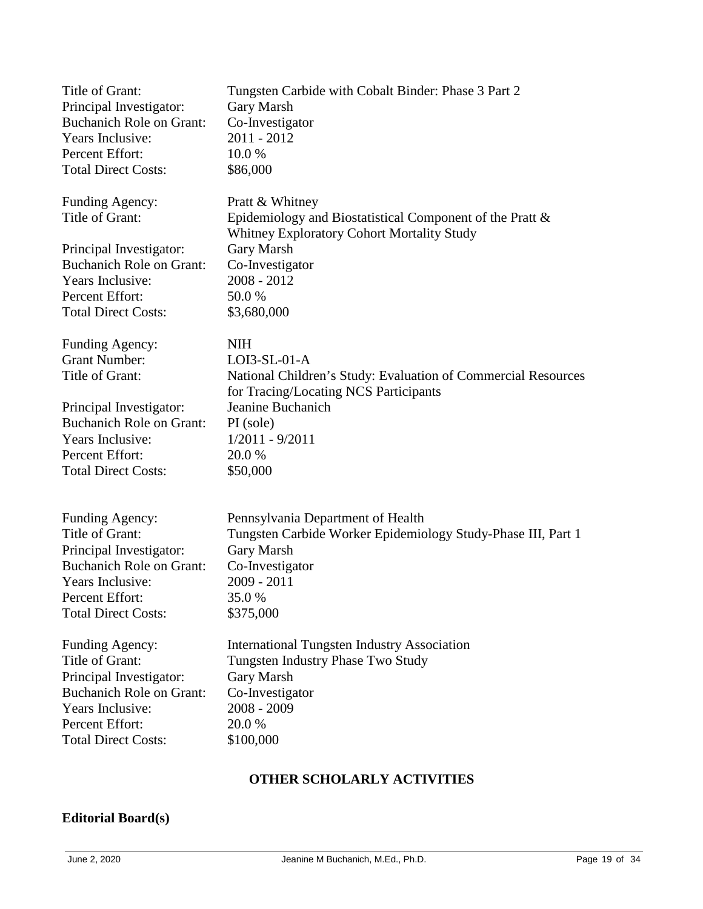Title of Grant: Tungsten Carbide with Cobalt Binder: Phase 3 Part 2
Principal Investigator: Gary Marsh
Buchanich Role on Grant: Co-Investigator
Years Inclusive: 2011 - 2012
Percent Effort: 10.0 %
Total Direct Costs: $86,000

Funding Agency: Pratt & Whitney
Title of Grant: Epidemiology and Biostatistical Component of the Pratt & Whitney Exploratory Cohort Mortality Study
Principal Investigator: Gary Marsh
Buchanich Role on Grant: Co-Investigator
Years Inclusive: 2008 - 2012
Percent Effort: 50.0 %
Total Direct Costs: $3,680,000

Funding Agency: NIH
Grant Number: LOI3-SL-01-A
Title of Grant: National Children's Study: Evaluation of Commercial Resources for Tracing/Locating NCS Participants
Principal Investigator: Jeanine Buchanich
Buchanich Role on Grant: PI (sole)
Years Inclusive: 1/2011 - 9/2011
Percent Effort: 20.0 %
Total Direct Costs: $50,000

Funding Agency: Pennsylvania Department of Health
Title of Grant: Tungsten Carbide Worker Epidemiology Study-Phase III, Part 1
Principal Investigator: Gary Marsh
Buchanich Role on Grant: Co-Investigator
Years Inclusive: 2009 - 2011
Percent Effort: 35.0 %
Total Direct Costs: $375,000

Funding Agency: International Tungsten Industry Association
Title of Grant: Tungsten Industry Phase Two Study
Principal Investigator: Gary Marsh
Buchanich Role on Grant: Co-Investigator
Years Inclusive: 2008 - 2009
Percent Effort: 20.0 %
Total Direct Costs: $100,000

## OTHER SCHOLARLY ACTIVITIES

### Editorial Board(s)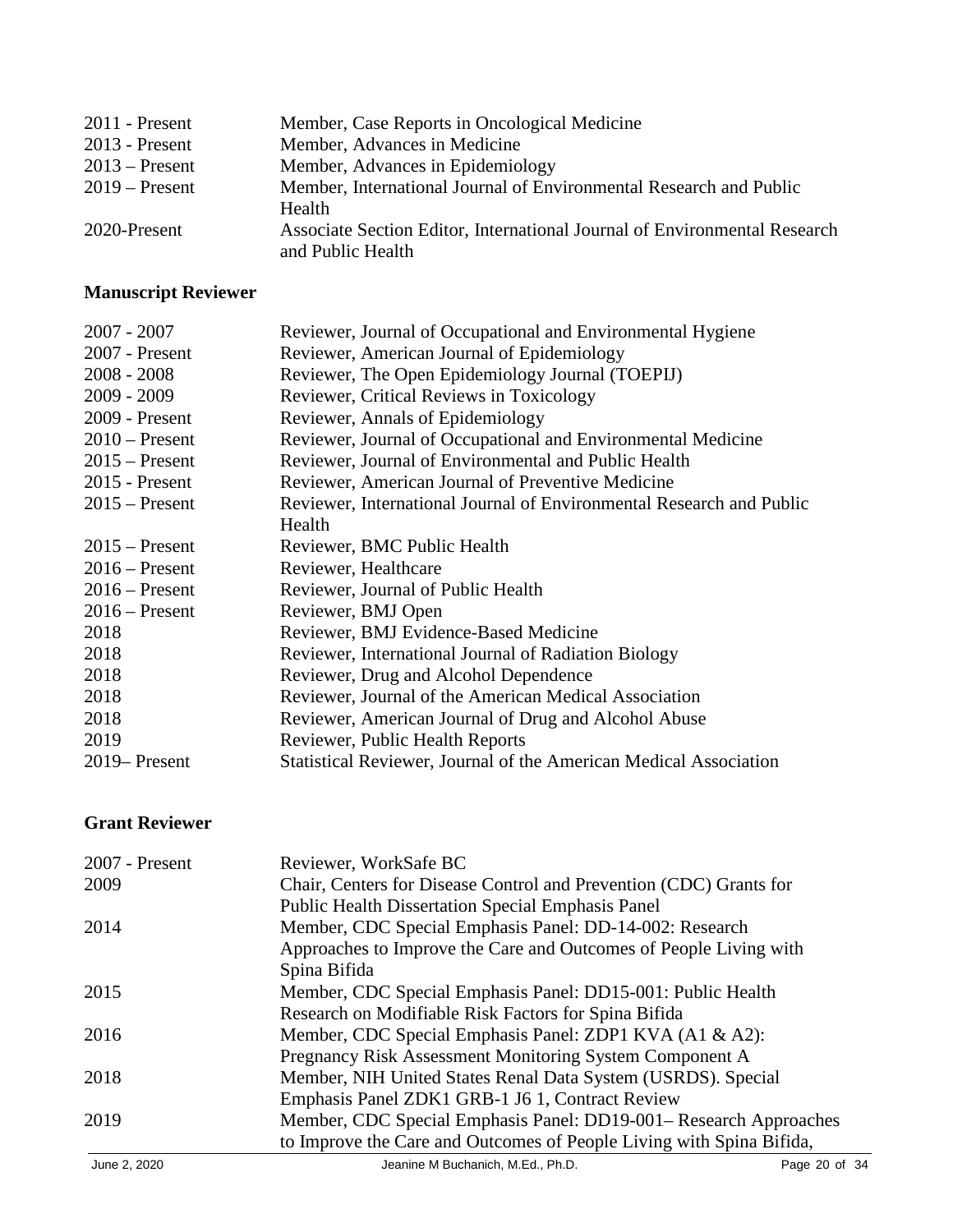| | |
|---|---|
| 2011 - Present | Member, Case Reports in Oncological Medicine |
| 2013 - Present | Member, Advances in Medicine |
| 2013 – Present | Member, Advances in Epidemiology |
| 2019 – Present | Member, International Journal of Environmental Research and Public Health |
| 2020-Present | Associate Section Editor, International Journal of Environmental Research and Public Health |

**Manuscript Reviewer**

| | |
|---|---|
| 2007 - 2007 | Reviewer, Journal of Occupational and Environmental Hygiene |
| 2007 - Present | Reviewer, American Journal of Epidemiology |
| 2008 - 2008 | Reviewer, The Open Epidemiology Journal (TOEPIJ) |
| 2009 - 2009 | Reviewer, Critical Reviews in Toxicology |
| 2009 - Present | Reviewer, Annals of Epidemiology |
| 2010 – Present | Reviewer, Journal of Occupational and Environmental Medicine |
| 2015 – Present | Reviewer, Journal of Environmental and Public Health |
| 2015 - Present | Reviewer, American Journal of Preventive Medicine |
| 2015 – Present | Reviewer, International Journal of Environmental Research and Public Health |
| 2015 – Present | Reviewer, BMC Public Health |
| 2016 – Present | Reviewer, Healthcare |
| 2016 – Present | Reviewer, Journal of Public Health |
| 2016 – Present | Reviewer, BMJ Open |
| 2018 | Reviewer, BMJ Evidence-Based Medicine |
| 2018 | Reviewer, International Journal of Radiation Biology |
| 2018 | Reviewer, Drug and Alcohol Dependence |
| 2018 | Reviewer, Journal of the American Medical Association |
| 2018 | Reviewer, American Journal of Drug and Alcohol Abuse |
| 2019 | Reviewer, Public Health Reports |
| 2019– Present | Statistical Reviewer, Journal of the American Medical Association |

**Grant Reviewer**

| | |
|---|---|
| 2007 - Present | Reviewer, WorkSafe BC |
| 2009 | Chair, Centers for Disease Control and Prevention (CDC) Grants for Public Health Dissertation Special Emphasis Panel |
| 2014 | Member, CDC Special Emphasis Panel: DD-14-002: Research Approaches to Improve the Care and Outcomes of People Living with Spina Bifida |
| 2015 | Member, CDC Special Emphasis Panel: DD15-001: Public Health Research on Modifiable Risk Factors for Spina Bifida |
| 2016 | Member, CDC Special Emphasis Panel: ZDP1 KVA (A1 & A2): Pregnancy Risk Assessment Monitoring System Component A |
| 2018 | Member, NIH United States Renal Data System (USRDS). Special Emphasis Panel ZDK1 GRB-1 J6 1, Contract Review |
| 2019 | Member, CDC Special Emphasis Panel: DD19-001– Research Approaches to Improve the Care and Outcomes of People Living with Spina Bifida, |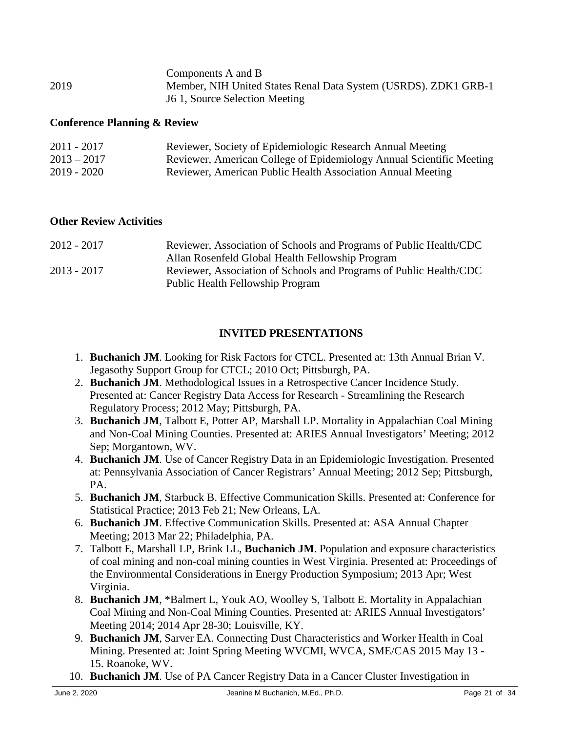| | |
|---|---|
| | Components A and B |
| 2019 | Member, NIH United States Renal Data System (USRDS). ZDK1 GRB-1 J6 1, Source Selection Meeting |

**Conference Planning & Review**

| | |
|---|---|
| 2011 - 2017 | Reviewer, Society of Epidemiologic Research Annual Meeting |
| 2013 – 2017 | Reviewer, American College of Epidemiology Annual Scientific Meeting |
| 2019 - 2020 | Reviewer, American Public Health Association Annual Meeting |

**Other Review Activities**

| | |
|---|---|
| 2012 - 2017 | Reviewer, Association of Schools and Programs of Public Health/CDC Allan Rosenfeld Global Health Fellowship Program |
| 2013 - 2017 | Reviewer, Association of Schools and Programs of Public Health/CDC Public Health Fellowship Program |

## INVITED PRESENTATIONS

1. **Buchanich JM**. Looking for Risk Factors for CTCL. Presented at: 13th Annual Brian V. Jegasothy Support Group for CTCL; 2010 Oct; Pittsburgh, PA.
2. **Buchanich JM**. Methodological Issues in a Retrospective Cancer Incidence Study. Presented at: Cancer Registry Data Access for Research - Streamlining the Research Regulatory Process; 2012 May; Pittsburgh, PA.
3. **Buchanich JM**, Talbott E, Potter AP, Marshall LP. Mortality in Appalachian Coal Mining and Non-Coal Mining Counties. Presented at: ARIES Annual Investigators' Meeting; 2012 Sep; Morgantown, WV.
4. **Buchanich JM**. Use of Cancer Registry Data in an Epidemiologic Investigation. Presented at: Pennsylvania Association of Cancer Registrars' Annual Meeting; 2012 Sep; Pittsburgh, PA.
5. **Buchanich JM**, Starbuck B. Effective Communication Skills. Presented at: Conference for Statistical Practice; 2013 Feb 21; New Orleans, LA.
6. **Buchanich JM**. Effective Communication Skills. Presented at: ASA Annual Chapter Meeting; 2013 Mar 22; Philadelphia, PA.
7. Talbott E, Marshall LP, Brink LL, **Buchanich JM**. Population and exposure characteristics of coal mining and non-coal mining counties in West Virginia. Presented at: Proceedings of the Environmental Considerations in Energy Production Symposium; 2013 Apr; West Virginia.
8. **Buchanich JM**, *Balmert L, Youk AO, Woolley S, Talbott E. Mortality in Appalachian Coal Mining and Non-Coal Mining Counties. Presented at: ARIES Annual Investigators' Meeting 2014; 2014 Apr 28-30; Louisville, KY.
9. **Buchanich JM**, Sarver EA. Connecting Dust Characteristics and Worker Health in Coal Mining. Presented at: Joint Spring Meeting WVCMI, WVCA, SME/CAS 2015 May 13 - 15. Roanoke, WV.
10. **Buchanich JM**. Use of PA Cancer Registry Data in a Cancer Cluster Investigation in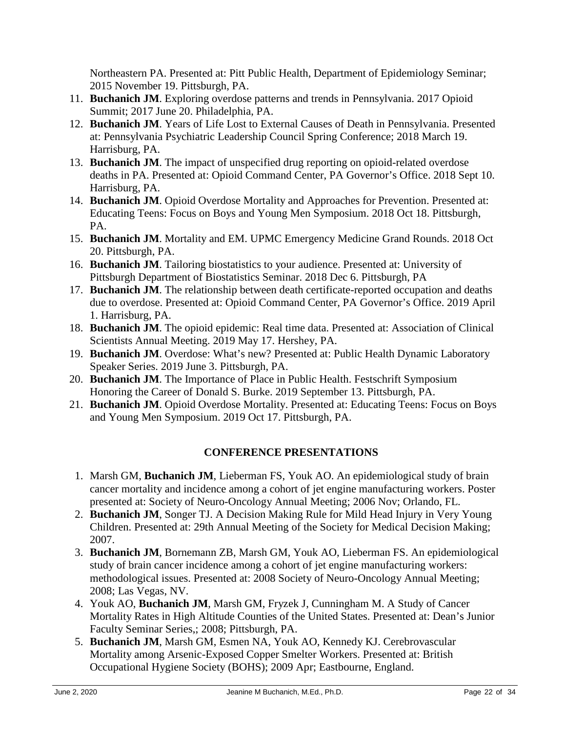Northeastern PA. Presented at: Pitt Public Health, Department of Epidemiology Seminar; 2015 November 19. Pittsburgh, PA.

11. **Buchanich JM**. Exploring overdose patterns and trends in Pennsylvania. 2017 Opioid Summit; 2017 June 20. Philadelphia, PA.
12. **Buchanich JM**. Years of Life Lost to External Causes of Death in Pennsylvania. Presented at: Pennsylvania Psychiatric Leadership Council Spring Conference; 2018 March 19. Harrisburg, PA.
13. **Buchanich JM**. The impact of unspecified drug reporting on opioid-related overdose deaths in PA. Presented at: Opioid Command Center, PA Governor's Office. 2018 Sept 10. Harrisburg, PA.
14. **Buchanich JM**. Opioid Overdose Mortality and Approaches for Prevention. Presented at: Educating Teens: Focus on Boys and Young Men Symposium. 2018 Oct 18. Pittsburgh, PA.
15. **Buchanich JM**. Mortality and EM. UPMC Emergency Medicine Grand Rounds. 2018 Oct 20. Pittsburgh, PA.
16. **Buchanich JM**. Tailoring biostatistics to your audience. Presented at: University of Pittsburgh Department of Biostatistics Seminar. 2018 Dec 6. Pittsburgh, PA
17. **Buchanich JM**. The relationship between death certificate-reported occupation and deaths due to overdose. Presented at: Opioid Command Center, PA Governor's Office. 2019 April 1. Harrisburg, PA.
18. **Buchanich JM**. The opioid epidemic: Real time data. Presented at: Association of Clinical Scientists Annual Meeting. 2019 May 17. Hershey, PA.
19. **Buchanich JM**. Overdose: What's new? Presented at: Public Health Dynamic Laboratory Speaker Series. 2019 June 3. Pittsburgh, PA.
20. **Buchanich JM**. The Importance of Place in Public Health. Festschrift Symposium Honoring the Career of Donald S. Burke. 2019 September 13. Pittsburgh, PA.
21. **Buchanich JM**. Opioid Overdose Mortality. Presented at: Educating Teens: Focus on Boys and Young Men Symposium. 2019 Oct 17. Pittsburgh, PA.

## CONFERENCE PRESENTATIONS

1. Marsh GM, **Buchanich JM**, Lieberman FS, Youk AO. An epidemiological study of brain cancer mortality and incidence among a cohort of jet engine manufacturing workers. Poster presented at: Society of Neuro-Oncology Annual Meeting; 2006 Nov; Orlando, FL.
2. **Buchanich JM**, Songer TJ. A Decision Making Rule for Mild Head Injury in Very Young Children. Presented at: 29th Annual Meeting of the Society for Medical Decision Making; 2007.
3. **Buchanich JM**, Bornemann ZB, Marsh GM, Youk AO, Lieberman FS. An epidemiological study of brain cancer incidence among a cohort of jet engine manufacturing workers: methodological issues. Presented at: 2008 Society of Neuro-Oncology Annual Meeting; 2008; Las Vegas, NV.
4. Youk AO, **Buchanich JM**, Marsh GM, Fryzek J, Cunningham M. A Study of Cancer Mortality Rates in High Altitude Counties of the United States. Presented at: Dean's Junior Faculty Seminar Series,; 2008; Pittsburgh, PA.
5. **Buchanich JM**, Marsh GM, Esmen NA, Youk AO, Kennedy KJ. Cerebrovascular Mortality among Arsenic-Exposed Copper Smelter Workers. Presented at: British Occupational Hygiene Society (BOHS); 2009 Apr; Eastbourne, England.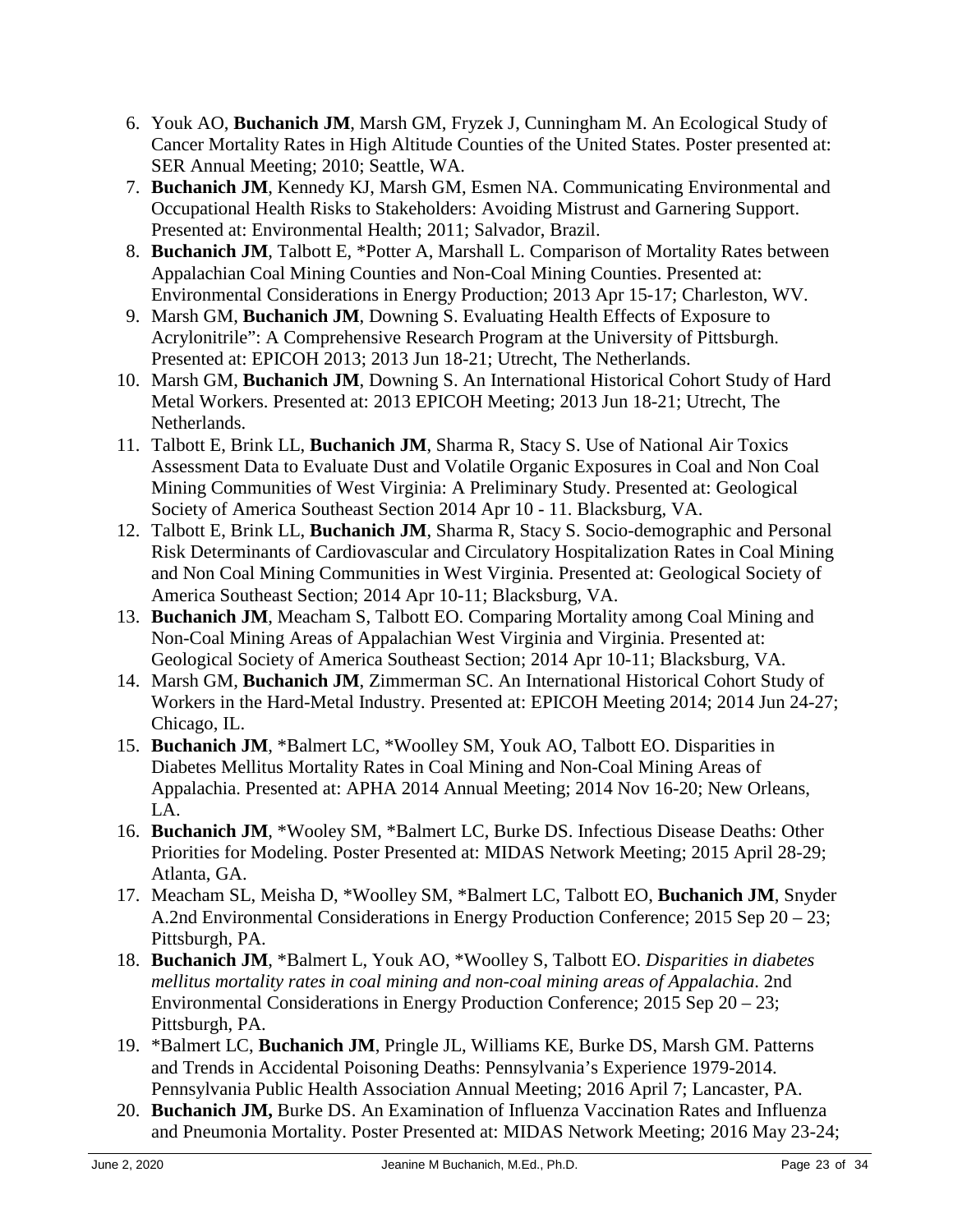6. Youk AO, **Buchanich JM**, Marsh GM, Fryzek J, Cunningham M. An Ecological Study of Cancer Mortality Rates in High Altitude Counties of the United States. Poster presented at: SER Annual Meeting; 2010; Seattle, WA.
7. **Buchanich JM**, Kennedy KJ, Marsh GM, Esmen NA. Communicating Environmental and Occupational Health Risks to Stakeholders: Avoiding Mistrust and Garnering Support. Presented at: Environmental Health; 2011; Salvador, Brazil.
8. **Buchanich JM**, Talbott E, *Potter A, Marshall L. Comparison of Mortality Rates between Appalachian Coal Mining Counties and Non-Coal Mining Counties. Presented at: Environmental Considerations in Energy Production; 2013 Apr 15-17; Charleston, WV.
9. Marsh GM, **Buchanich JM**, Downing S. Evaluating Health Effects of Exposure to Acrylonitrile": A Comprehensive Research Program at the University of Pittsburgh. Presented at: EPICOH 2013; 2013 Jun 18-21; Utrecht, The Netherlands.
10. Marsh GM, **Buchanich JM**, Downing S. An International Historical Cohort Study of Hard Metal Workers. Presented at: 2013 EPICOH Meeting; 2013 Jun 18-21; Utrecht, The Netherlands.
11. Talbott E, Brink LL, **Buchanich JM**, Sharma R, Stacy S. Use of National Air Toxics Assessment Data to Evaluate Dust and Volatile Organic Exposures in Coal and Non Coal Mining Communities of West Virginia: A Preliminary Study. Presented at: Geological Society of America Southeast Section 2014 Apr 10 - 11. Blacksburg, VA.
12. Talbott E, Brink LL, **Buchanich JM**, Sharma R, Stacy S. Socio-demographic and Personal Risk Determinants of Cardiovascular and Circulatory Hospitalization Rates in Coal Mining and Non Coal Mining Communities in West Virginia. Presented at: Geological Society of America Southeast Section; 2014 Apr 10-11; Blacksburg, VA.
13. **Buchanich JM**, Meacham S, Talbott EO. Comparing Mortality among Coal Mining and Non-Coal Mining Areas of Appalachian West Virginia and Virginia. Presented at: Geological Society of America Southeast Section; 2014 Apr 10-11; Blacksburg, VA.
14. Marsh GM, **Buchanich JM**, Zimmerman SC. An International Historical Cohort Study of Workers in the Hard-Metal Industry. Presented at: EPICOH Meeting 2014; 2014 Jun 24-27; Chicago, IL.
15. **Buchanich JM**, *Balmert LC, *Woolley SM, Youk AO, Talbott EO. Disparities in Diabetes Mellitus Mortality Rates in Coal Mining and Non-Coal Mining Areas of Appalachia. Presented at: APHA 2014 Annual Meeting; 2014 Nov 16-20; New Orleans, LA.
16. **Buchanich JM**, *Wooley SM, *Balmert LC, Burke DS. Infectious Disease Deaths: Other Priorities for Modeling. Poster Presented at: MIDAS Network Meeting; 2015 April 28-29; Atlanta, GA.
17. Meacham SL, Meisha D, *Woolley SM, *Balmert LC, Talbott EO, **Buchanich JM**, Snyder A.2nd Environmental Considerations in Energy Production Conference; 2015 Sep 20 – 23; Pittsburgh, PA.
18. **Buchanich JM**, *Balmert L, Youk AO, *Woolley S, Talbott EO. *Disparities in diabetes mellitus mortality rates in coal mining and non-coal mining areas of Appalachia*. 2nd Environmental Considerations in Energy Production Conference; 2015 Sep 20 – 23; Pittsburgh, PA.
19. *Balmert LC, **Buchanich JM**, Pringle JL, Williams KE, Burke DS, Marsh GM. Patterns and Trends in Accidental Poisoning Deaths: Pennsylvania's Experience 1979-2014. Pennsylvania Public Health Association Annual Meeting; 2016 April 7; Lancaster, PA.
20. **Buchanich JM,** Burke DS. An Examination of Influenza Vaccination Rates and Influenza and Pneumonia Mortality. Poster Presented at: MIDAS Network Meeting; 2016 May 23-24;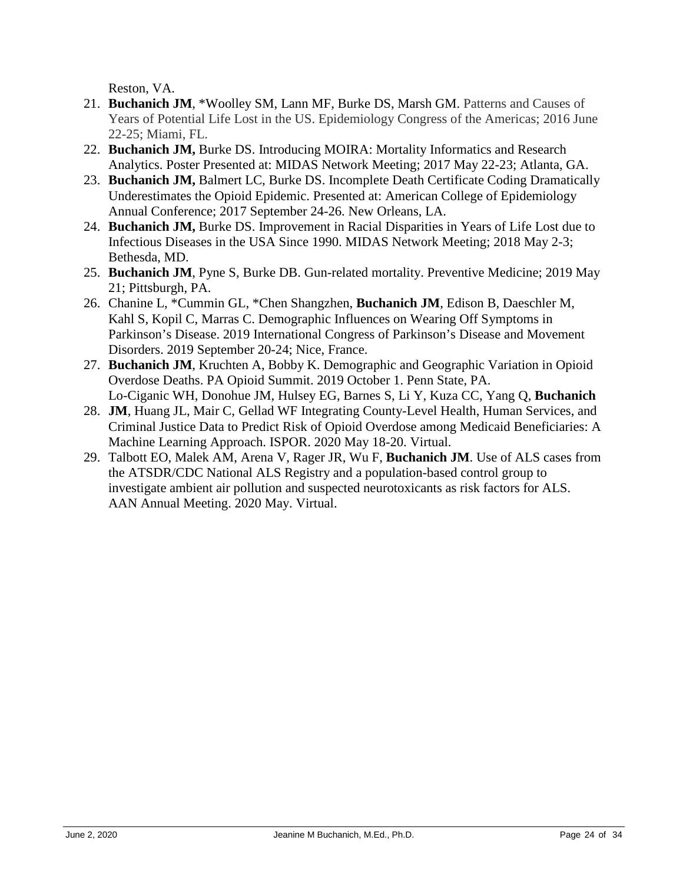Reston, VA.

21. **Buchanich JM**, *Woolley SM, Lann MF, Burke DS, Marsh GM. Patterns and Causes of Years of Potential Life Lost in the US. Epidemiology Congress of the Americas; 2016 June 22-25; Miami, FL.
22. **Buchanich JM,** Burke DS. Introducing MOIRA: Mortality Informatics and Research Analytics. Poster Presented at: MIDAS Network Meeting; 2017 May 22-23; Atlanta, GA.
23. **Buchanich JM,** Balmert LC, Burke DS. Incomplete Death Certificate Coding Dramatically Underestimates the Opioid Epidemic. Presented at: American College of Epidemiology Annual Conference; 2017 September 24-26. New Orleans, LA.
24. **Buchanich JM,** Burke DS. Improvement in Racial Disparities in Years of Life Lost due to Infectious Diseases in the USA Since 1990. MIDAS Network Meeting; 2018 May 2-3; Bethesda, MD.
25. **Buchanich JM**, Pyne S, Burke DB. Gun-related mortality. Preventive Medicine; 2019 May 21; Pittsburgh, PA.
26. Chanine L, *Cummin GL, *Chen Shangzhen, **Buchanich JM**, Edison B, Daeschler M, Kahl S, Kopil C, Marras C. Demographic Influences on Wearing Off Symptoms in Parkinson's Disease. 2019 International Congress of Parkinson's Disease and Movement Disorders. 2019 September 20-24; Nice, France.
27. **Buchanich JM**, Kruchten A, Bobby K. Demographic and Geographic Variation in Opioid Overdose Deaths. PA Opioid Summit. 2019 October 1. Penn State, PA.
28. Lo-Ciganic WH, Donohue JM, Hulsey EG, Barnes S, Li Y, Kuza CC, Yang Q, **Buchanich JM**, Huang JL, Mair C, Gellad WF Integrating County-Level Health, Human Services, and Criminal Justice Data to Predict Risk of Opioid Overdose among Medicaid Beneficiaries: A Machine Learning Approach. ISPOR. 2020 May 18-20. Virtual.
29. Talbott EO, Malek AM, Arena V, Rager JR, Wu F, **Buchanich JM**. Use of ALS cases from the ATSDR/CDC National ALS Registry and a population-based control group to investigate ambient air pollution and suspected neurotoxicants as risk factors for ALS. AAN Annual Meeting. 2020 May. Virtual.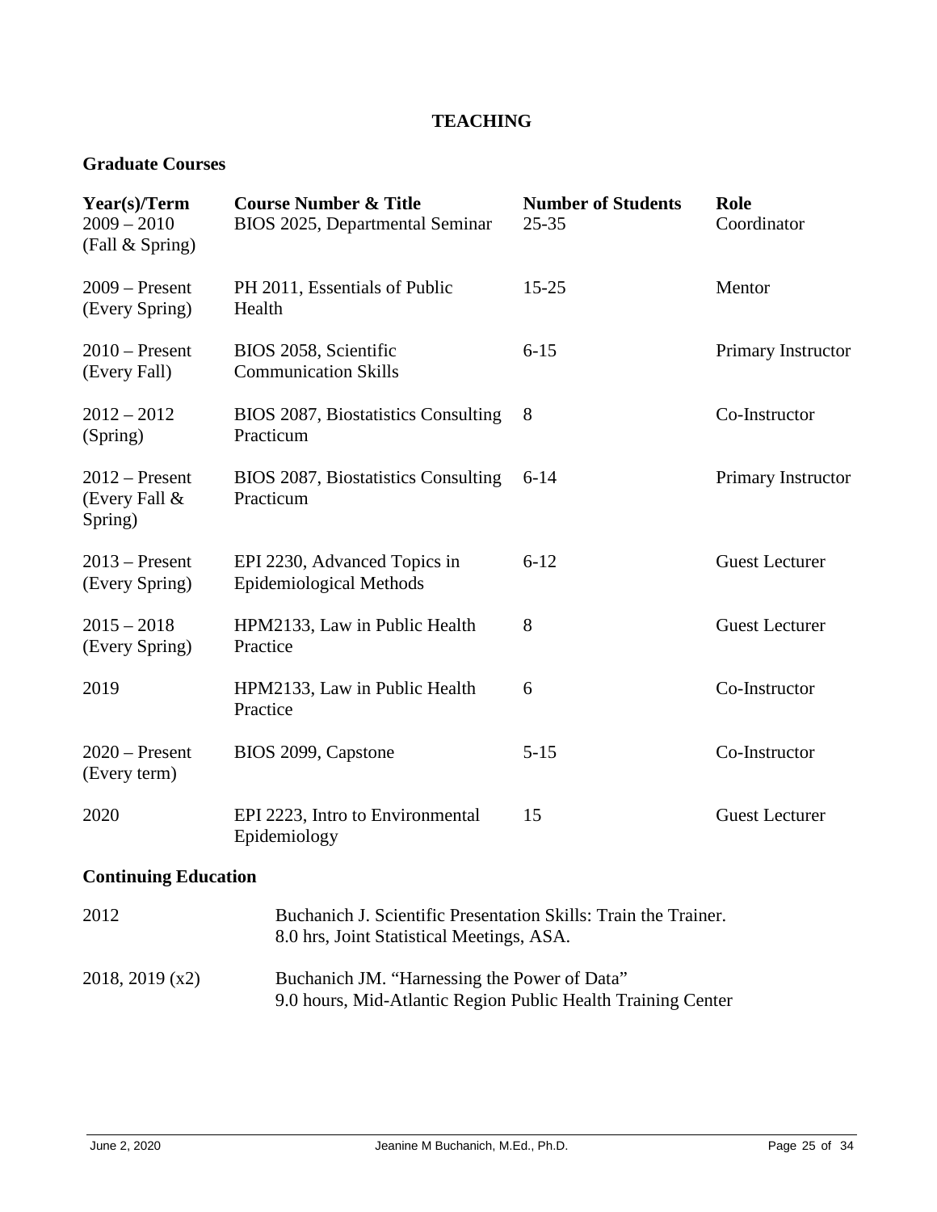# TEACHING

## Graduate Courses

| Year(s)/Term | Course Number & Title | Number of Students | Role |
|---|---|---|---|
| 2009 – 2010 (Fall & Spring) | BIOS 2025, Departmental Seminar | 25-35 | Coordinator |
| 2009 – Present (Every Spring) | PH 2011, Essentials of Public Health | 15-25 | Mentor |
| 2010 – Present (Every Fall) | BIOS 2058, Scientific Communication Skills | 6-15 | Primary Instructor |
| 2012 – 2012 (Spring) | BIOS 2087, Biostatistics Consulting Practicum | 8 | Co-Instructor |
| 2012 – Present (Every Fall & Spring) | BIOS 2087, Biostatistics Consulting Practicum | 6-14 | Primary Instructor |
| 2013 – Present (Every Spring) | EPI 2230, Advanced Topics in Epidemiological Methods | 6-12 | Guest Lecturer |
| 2015 – 2018 (Every Spring) | HPM2133, Law in Public Health Practice | 8 | Guest Lecturer |
| 2019 | HPM2133, Law in Public Health Practice | 6 | Co-Instructor |
| 2020 – Present (Every term) | BIOS 2099, Capstone | 5-15 | Co-Instructor |
| 2020 | EPI 2223, Intro to Environmental Epidemiology | 15 | Guest Lecturer |

## Continuing Education

| | |
|---|---|
| 2012 | Buchanich J. Scientific Presentation Skills: Train the Trainer. 8.0 hrs, Joint Statistical Meetings, ASA. |
| 2018, 2019 (x2) | Buchanich JM. "Harnessing the Power of Data" 9.0 hours, Mid-Atlantic Region Public Health Training Center |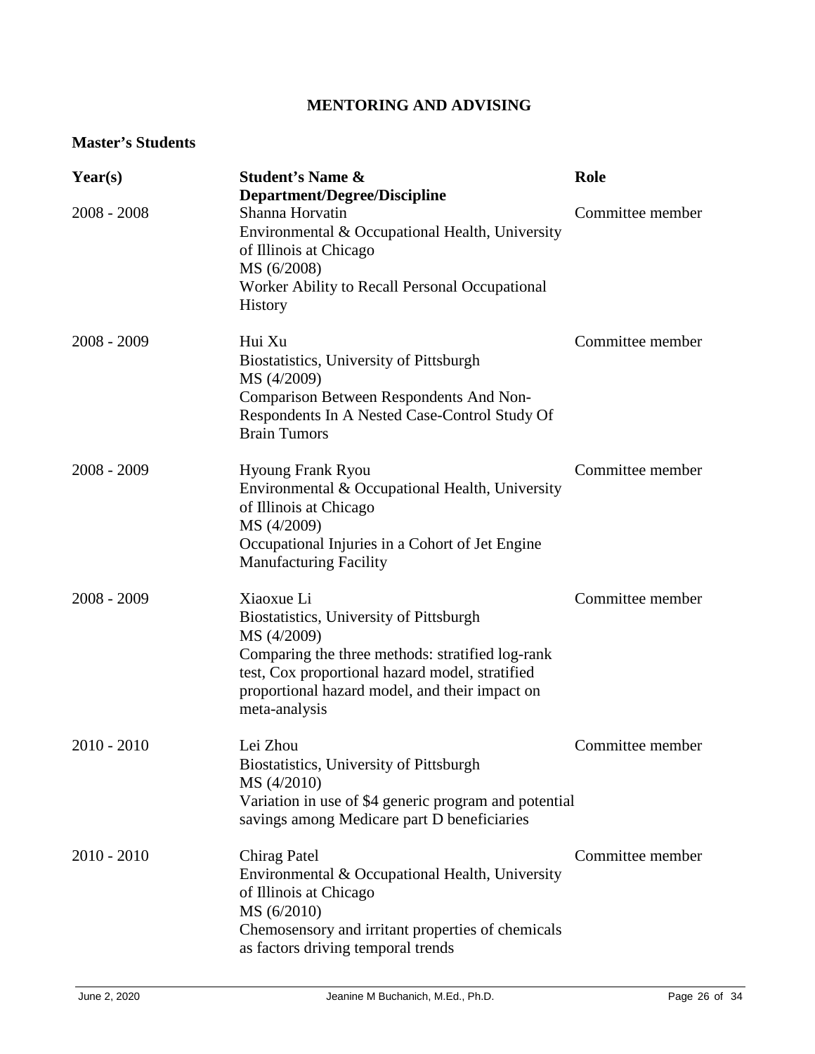## MENTORING AND ADVISING

### Master's Students

| Year(s) | Student's Name & Department/Degree/Discipline | Role |
|---|---|---|
| 2008 - 2008 | Shanna Horvatin<br>Environmental & Occupational Health, University of Illinois at Chicago<br>MS (6/2008)<br>Worker Ability to Recall Personal Occupational History | Committee member |
| 2008 - 2009 | Hui Xu<br>Biostatistics, University of Pittsburgh<br>MS (4/2009)<br>Comparison Between Respondents And Non-Respondents In A Nested Case-Control Study Of Brain Tumors | Committee member |
| 2008 - 2009 | Hyoung Frank Ryou<br>Environmental & Occupational Health, University of Illinois at Chicago<br>MS (4/2009)<br>Occupational Injuries in a Cohort of Jet Engine Manufacturing Facility | Committee member |
| 2008 - 2009 | Xiaoxue Li<br>Biostatistics, University of Pittsburgh<br>MS (4/2009)<br>Comparing the three methods: stratified log-rank test, Cox proportional hazard model, stratified proportional hazard model, and their impact on meta-analysis | Committee member |
| 2010 - 2010 | Lei Zhou<br>Biostatistics, University of Pittsburgh<br>MS (4/2010)<br>Variation in use of $4 generic program and potential savings among Medicare part D beneficiaries | Committee member |
| 2010 - 2010 | Chirag Patel<br>Environmental & Occupational Health, University of Illinois at Chicago<br>MS (6/2010)<br>Chemosensory and irritant properties of chemicals as factors driving temporal trends | Committee member |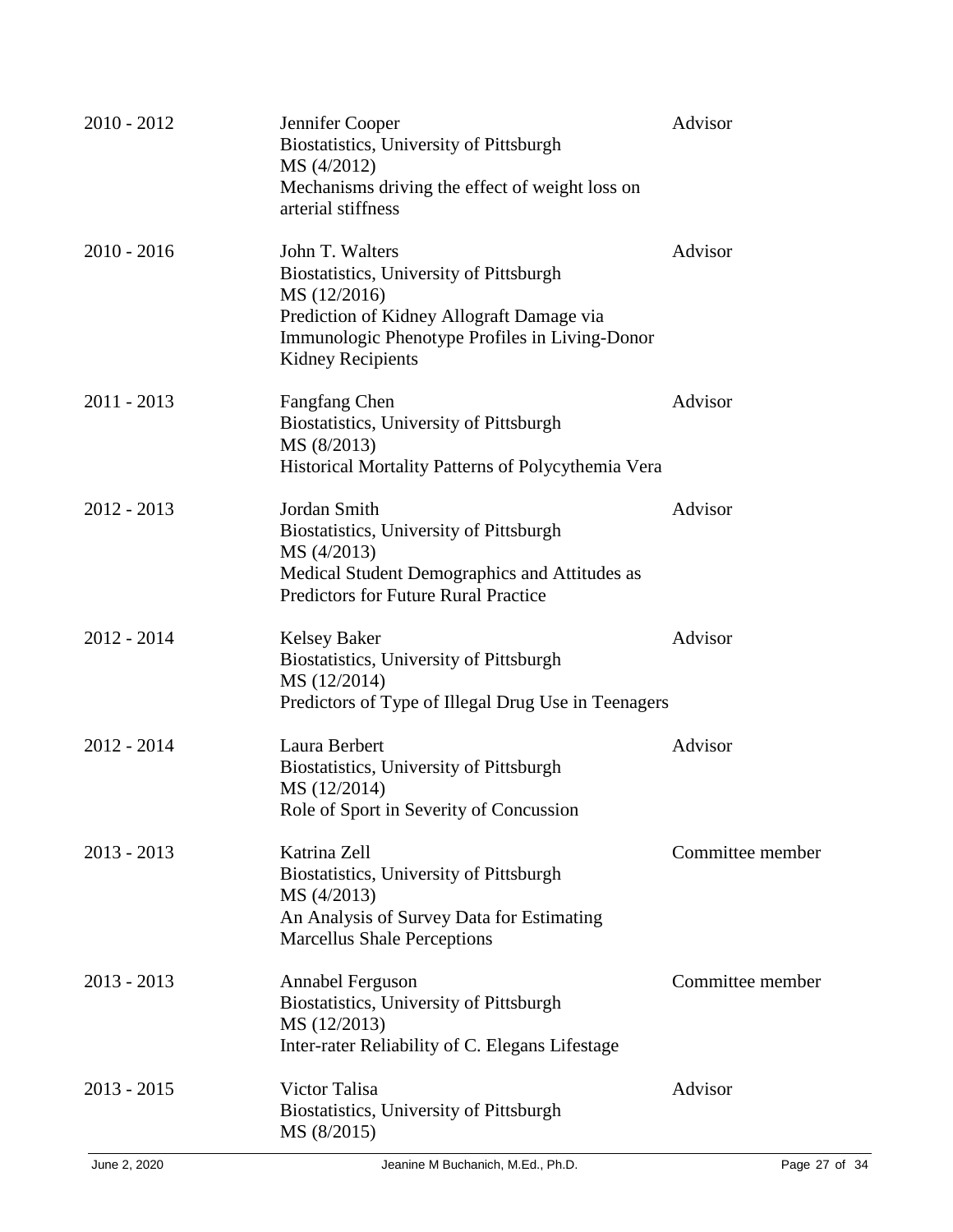| | | |
|---|---|---|
| 2010 - 2012 | Jennifer Cooper<br>Biostatistics, University of Pittsburgh<br>MS (4/2012)<br>Mechanisms driving the effect of weight loss on arterial stiffness | Advisor |
| 2010 - 2016 | John T. Walters<br>Biostatistics, University of Pittsburgh<br>MS (12/2016)<br>Prediction of Kidney Allograft Damage via Immunologic Phenotype Profiles in Living-Donor Kidney Recipients | Advisor |
| 2011 - 2013 | Fangfang Chen<br>Biostatistics, University of Pittsburgh<br>MS (8/2013)<br>Historical Mortality Patterns of Polycythemia Vera | Advisor |
| 2012 - 2013 | Jordan Smith<br>Biostatistics, University of Pittsburgh<br>MS (4/2013)<br>Medical Student Demographics and Attitudes as Predictors for Future Rural Practice | Advisor |
| 2012 - 2014 | Kelsey Baker<br>Biostatistics, University of Pittsburgh<br>MS (12/2014)<br>Predictors of Type of Illegal Drug Use in Teenagers | Advisor |
| 2012 - 2014 | Laura Berbert<br>Biostatistics, University of Pittsburgh<br>MS (12/2014)<br>Role of Sport in Severity of Concussion | Advisor |
| 2013 - 2013 | Katrina Zell<br>Biostatistics, University of Pittsburgh<br>MS (4/2013)<br>An Analysis of Survey Data for Estimating Marcellus Shale Perceptions | Committee member |
| 2013 - 2013 | Annabel Ferguson<br>Biostatistics, University of Pittsburgh<br>MS (12/2013)<br>Inter-rater Reliability of C. Elegans Lifestage | Committee member |
| 2013 - 2015 | Victor Talisa<br>Biostatistics, University of Pittsburgh<br>MS (8/2015) | Advisor |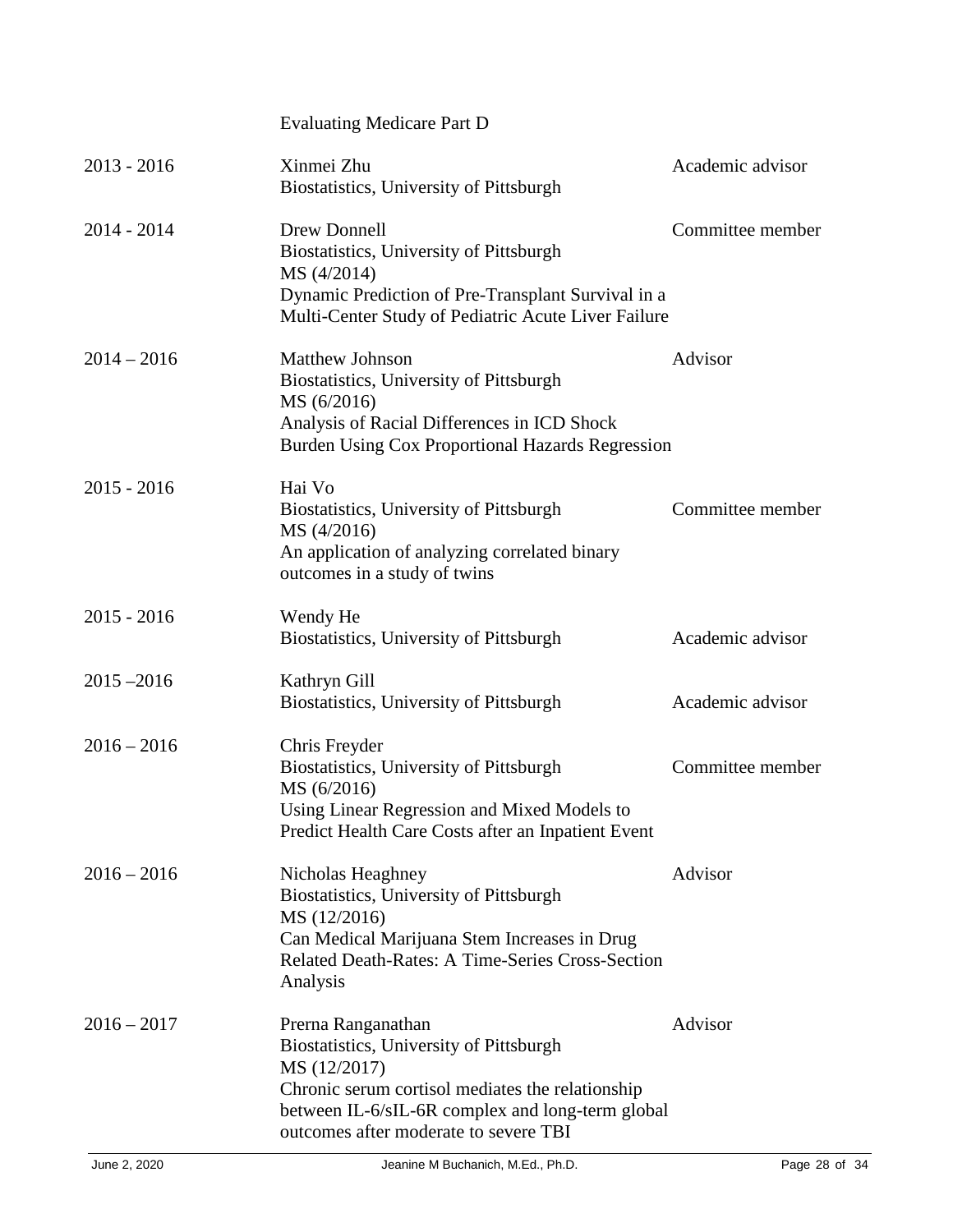| | | |
|---|---|---|
| | Evaluating Medicare Part D | |
| 2013 - 2016 | Xinmei Zhu<br>Biostatistics, University of Pittsburgh | Academic advisor |
| 2014 - 2014 | Drew Donnell<br>Biostatistics, University of Pittsburgh<br>MS (4/2014)<br>Dynamic Prediction of Pre-Transplant Survival in a Multi-Center Study of Pediatric Acute Liver Failure | Committee member |
| 2014 – 2016 | Matthew Johnson<br>Biostatistics, University of Pittsburgh<br>MS (6/2016)<br>Analysis of Racial Differences in ICD Shock Burden Using Cox Proportional Hazards Regression | Advisor |
| 2015 - 2016 | Hai Vo<br>Biostatistics, University of Pittsburgh<br>MS (4/2016)<br>An application of analyzing correlated binary outcomes in a study of twins | Committee member |
| 2015 - 2016 | Wendy He<br>Biostatistics, University of Pittsburgh | Academic advisor |
| 2015 –2016 | Kathryn Gill<br>Biostatistics, University of Pittsburgh | Academic advisor |
| 2016 – 2016 | Chris Freyder<br>Biostatistics, University of Pittsburgh<br>MS (6/2016)<br>Using Linear Regression and Mixed Models to Predict Health Care Costs after an Inpatient Event | Committee member |
| 2016 – 2016 | Nicholas Heaghney<br>Biostatistics, University of Pittsburgh<br>MS (12/2016)<br>Can Medical Marijuana Stem Increases in Drug Related Death-Rates: A Time-Series Cross-Section Analysis | Advisor |
| 2016 – 2017 | Prerna Ranganathan<br>Biostatistics, University of Pittsburgh<br>MS (12/2017)<br>Chronic serum cortisol mediates the relationship between IL-6/sIL-6R complex and long-term global outcomes after moderate to severe TBI | Advisor |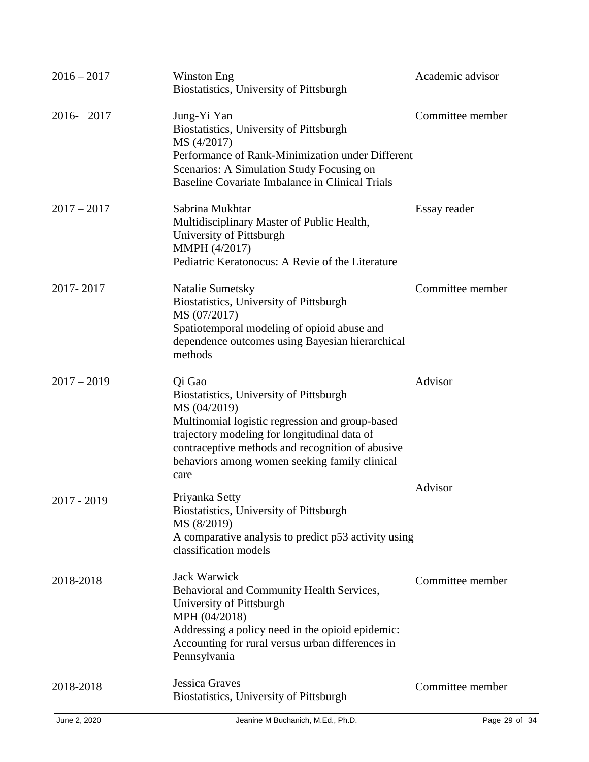| | | |
|---|---|---|
| 2016 – 2017 | Winston Eng<br>Biostatistics, University of Pittsburgh | Academic advisor |
| 2016- 2017 | Jung-Yi Yan<br>Biostatistics, University of Pittsburgh<br>MS (4/2017)<br>Performance of Rank-Minimization under Different Scenarios: A Simulation Study Focusing on Baseline Covariate Imbalance in Clinical Trials | Committee member |
| 2017 – 2017 | Sabrina Mukhtar<br>Multidisciplinary Master of Public Health, University of Pittsburgh<br>MMPH (4/2017)<br>Pediatric Keratonocus: A Revie of the Literature | Essay reader |
| 2017- 2017 | Natalie Sumetsky<br>Biostatistics, University of Pittsburgh<br>MS (07/2017)<br>Spatiotemporal modeling of opioid abuse and dependence outcomes using Bayesian hierarchical methods | Committee member |
| 2017 – 2019 | Qi Gao<br>Biostatistics, University of Pittsburgh<br>MS (04/2019)<br>Multinomial logistic regression and group-based trajectory modeling for longitudinal data of contraceptive methods and recognition of abusive behaviors among women seeking family clinical care | Advisor |
| 2017 - 2019 | Priyanka Setty<br>Biostatistics, University of Pittsburgh<br>MS (8/2019)<br>A comparative analysis to predict p53 activity using classification models | Advisor |
| 2018-2018 | Jack Warwick<br>Behavioral and Community Health Services, University of Pittsburgh<br>MPH (04/2018)<br>Addressing a policy need in the opioid epidemic: Accounting for rural versus urban differences in Pennsylvania | Committee member |
| 2018-2018 | Jessica Graves<br>Biostatistics, University of Pittsburgh | Committee member |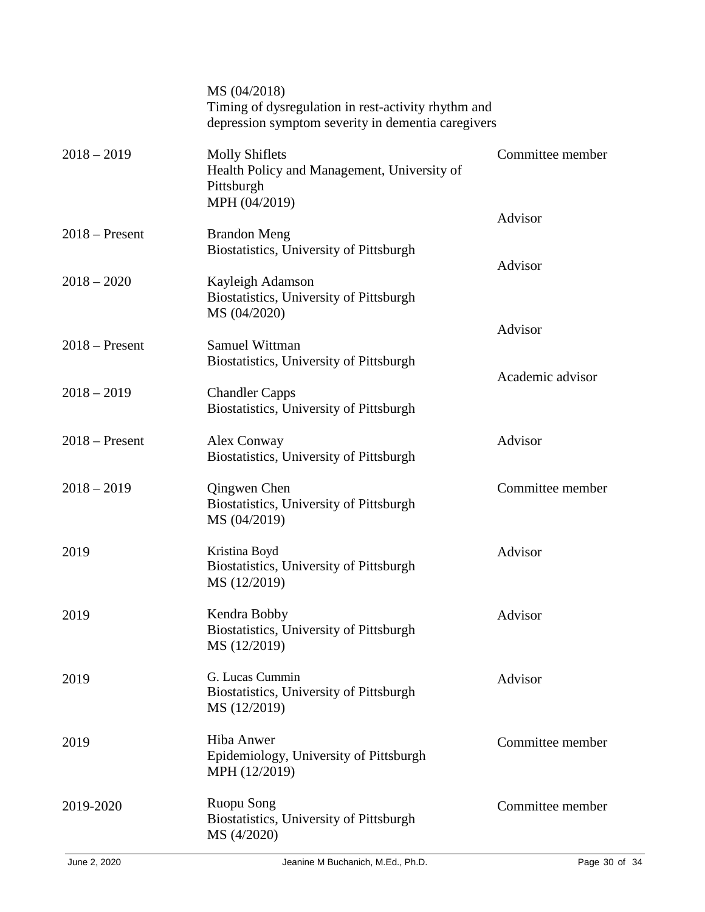| | | |
|---|---|---|
| | MS (04/2018)<br>Timing of dysregulation in rest-activity rhythm and depression symptom severity in dementia caregivers | |
| 2018 – 2019 | Molly Shiflets<br>Health Policy and Management, University of Pittsburgh<br>MPH (04/2019) | Committee member |
| 2018 – Present | Brandon Meng<br>Biostatistics, University of Pittsburgh | Advisor |
| 2018 – 2020 | Kayleigh Adamson<br>Biostatistics, University of Pittsburgh<br>MS (04/2020) | Advisor |
| 2018 – Present | Samuel Wittman<br>Biostatistics, University of Pittsburgh | Advisor |
| 2018 – 2019 | Chandler Capps<br>Biostatistics, University of Pittsburgh | Academic advisor |
| 2018 – Present | Alex Conway<br>Biostatistics, University of Pittsburgh | Advisor |
| 2018 – 2019 | Qingwen Chen<br>Biostatistics, University of Pittsburgh<br>MS (04/2019) | Committee member |
| 2019 | Kristina Boyd<br>Biostatistics, University of Pittsburgh<br>MS (12/2019) | Advisor |
| 2019 | Kendra Bobby<br>Biostatistics, University of Pittsburgh<br>MS (12/2019) | Advisor |
| 2019 | G. Lucas Cummin<br>Biostatistics, University of Pittsburgh<br>MS (12/2019) | Advisor |
| 2019 | Hiba Anwer<br>Epidemiology, University of Pittsburgh<br>MPH (12/2019) | Committee member |
| 2019-2020 | Ruopu Song<br>Biostatistics, University of Pittsburgh<br>MS (4/2020) | Committee member |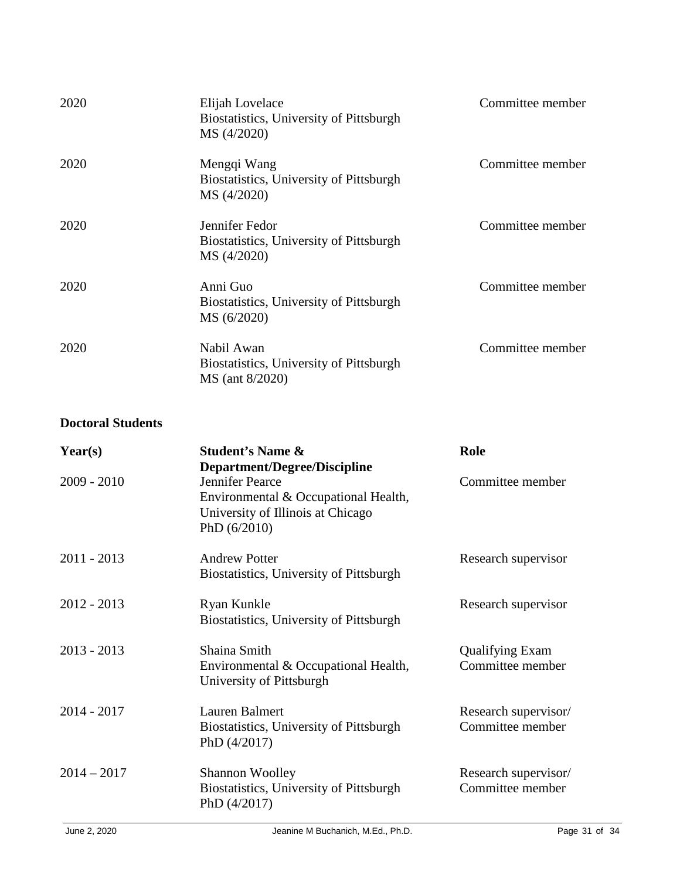| | | |
|---|---|---|
| 2020 | Elijah Lovelace<br>Biostatistics, University of Pittsburgh<br>MS (4/2020) | Committee member |
| 2020 | Mengqi Wang<br>Biostatistics, University of Pittsburgh<br>MS (4/2020) | Committee member |
| 2020 | Jennifer Fedor<br>Biostatistics, University of Pittsburgh<br>MS (4/2020) | Committee member |
| 2020 | Anni Guo<br>Biostatistics, University of Pittsburgh<br>MS (6/2020) | Committee member |
| 2020 | Nabil Awan<br>Biostatistics, University of Pittsburgh<br>MS (ant 8/2020) | Committee member |

**Doctoral Students**

| Year(s) | Student's Name & Department/Degree/Discipline | Role |
|---|---|---|
| 2009 - 2010 | Jennifer Pearce<br>Environmental & Occupational Health, University of Illinois at Chicago<br>PhD (6/2010) | Committee member |
| 2011 - 2013 | Andrew Potter<br>Biostatistics, University of Pittsburgh | Research supervisor |
| 2012 - 2013 | Ryan Kunkle<br>Biostatistics, University of Pittsburgh | Research supervisor |
| 2013 - 2013 | Shaina Smith<br>Environmental & Occupational Health, University of Pittsburgh | Qualifying Exam Committee member |
| 2014 - 2017 | Lauren Balmert<br>Biostatistics, University of Pittsburgh<br>PhD (4/2017) | Research supervisor/ Committee member |
| 2014 – 2017 | Shannon Woolley<br>Biostatistics, University of Pittsburgh<br>PhD (4/2017) | Research supervisor/ Committee member |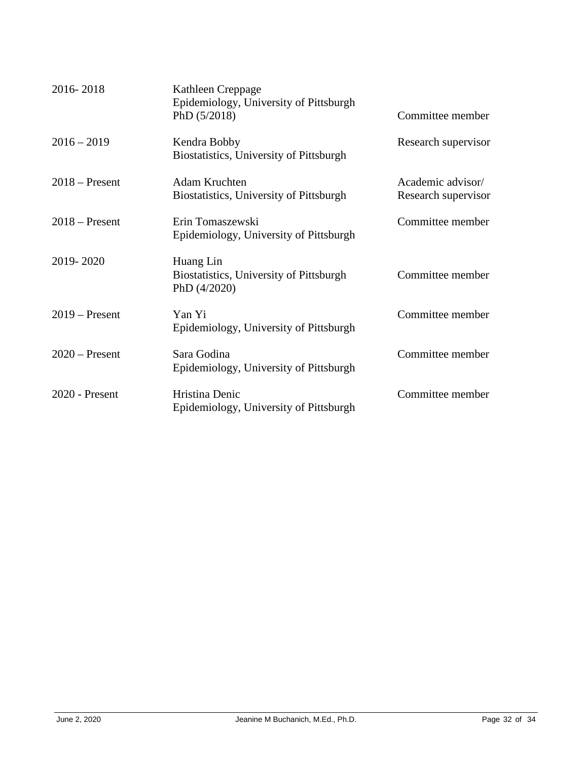| | | |
|---|---|---|
| 2016- 2018 | Kathleen Creppage<br>Epidemiology, University of Pittsburgh<br>PhD (5/2018) | Committee member |
| 2016 – 2019 | Kendra Bobby<br>Biostatistics, University of Pittsburgh | Research supervisor |
| 2018 – Present | Adam Kruchten<br>Biostatistics, University of Pittsburgh | Academic advisor/<br>Research supervisor |
| 2018 – Present | Erin Tomaszewski<br>Epidemiology, University of Pittsburgh | Committee member |
| 2019- 2020 | Huang Lin<br>Biostatistics, University of Pittsburgh<br>PhD (4/2020) | Committee member |
| 2019 – Present | Yan Yi<br>Epidemiology, University of Pittsburgh | Committee member |
| 2020 – Present | Sara Godina<br>Epidemiology, University of Pittsburgh | Committee member |
| 2020 - Present | Hristina Denic<br>Epidemiology, University of Pittsburgh | Committee member |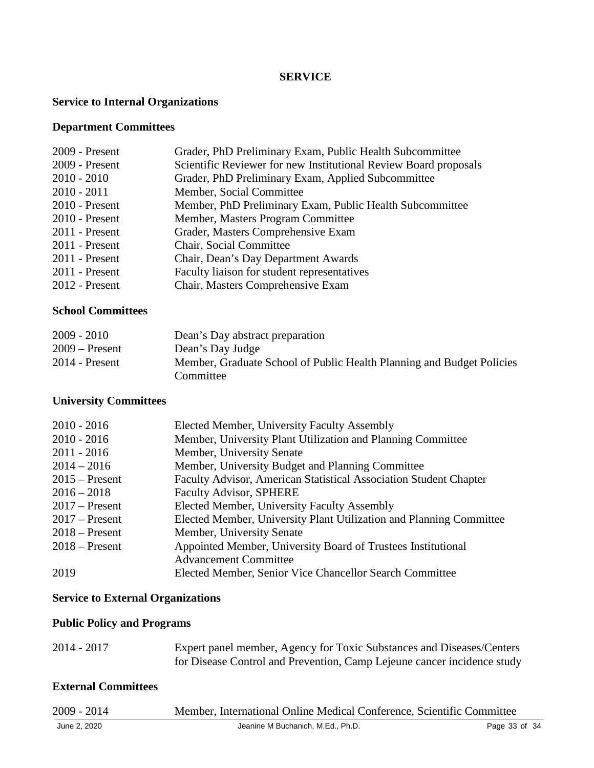## SERVICE

### Service to Internal Organizations

### Department Committees

| | |
|---|---|
| 2009 - Present | Grader, PhD Preliminary Exam, Public Health Subcommittee |
| 2009 - Present | Scientific Reviewer for new Institutional Review Board proposals |
| 2010 - 2010 | Grader, PhD Preliminary Exam, Applied Subcommittee |
| 2010 - 2011 | Member, Social Committee |
| 2010 - Present | Member, PhD Preliminary Exam, Public Health Subcommittee |
| 2010 - Present | Member, Masters Program Committee |
| 2011 - Present | Grader, Masters Comprehensive Exam |
| 2011 - Present | Chair, Social Committee |
| 2011 - Present | Chair, Dean's Day Department Awards |
| 2011 - Present | Faculty liaison for student representatives |
| 2012 - Present | Chair, Masters Comprehensive Exam |

### School Committees

| | |
|---|---|
| 2009 - 2010 | Dean's Day abstract preparation |
| 2009 – Present | Dean's Day Judge |
| 2014 - Present | Member, Graduate School of Public Health Planning and Budget Policies Committee |

### University Committees

| | |
|---|---|
| 2010 - 2016 | Elected Member, University Faculty Assembly |
| 2010 - 2016 | Member, University Plant Utilization and Planning Committee |
| 2011 - 2016 | Member, University Senate |
| 2014 – 2016 | Member, University Budget and Planning Committee |
| 2015 – Present | Faculty Advisor, American Statistical Association Student Chapter |
| 2016 – 2018 | Faculty Advisor, SPHERE |
| 2017 – Present | Elected Member, University Faculty Assembly |
| 2017 – Present | Elected Member, University Plant Utilization and Planning Committee |
| 2018 – Present | Member, University Senate |
| 2018 – Present | Appointed Member, University Board of Trustees Institutional Advancement Committee |
| 2019 | Elected Member, Senior Vice Chancellor Search Committee |

### Service to External Organizations

### Public Policy and Programs

| | |
|---|---|
| 2014 - 2017 | Expert panel member, Agency for Toxic Substances and Diseases/Centers for Disease Control and Prevention, Camp Lejeune cancer incidence study |

### External Committees

| | |
|---|---|
| 2009 - 2014 | Member, International Online Medical Conference, Scientific Committee |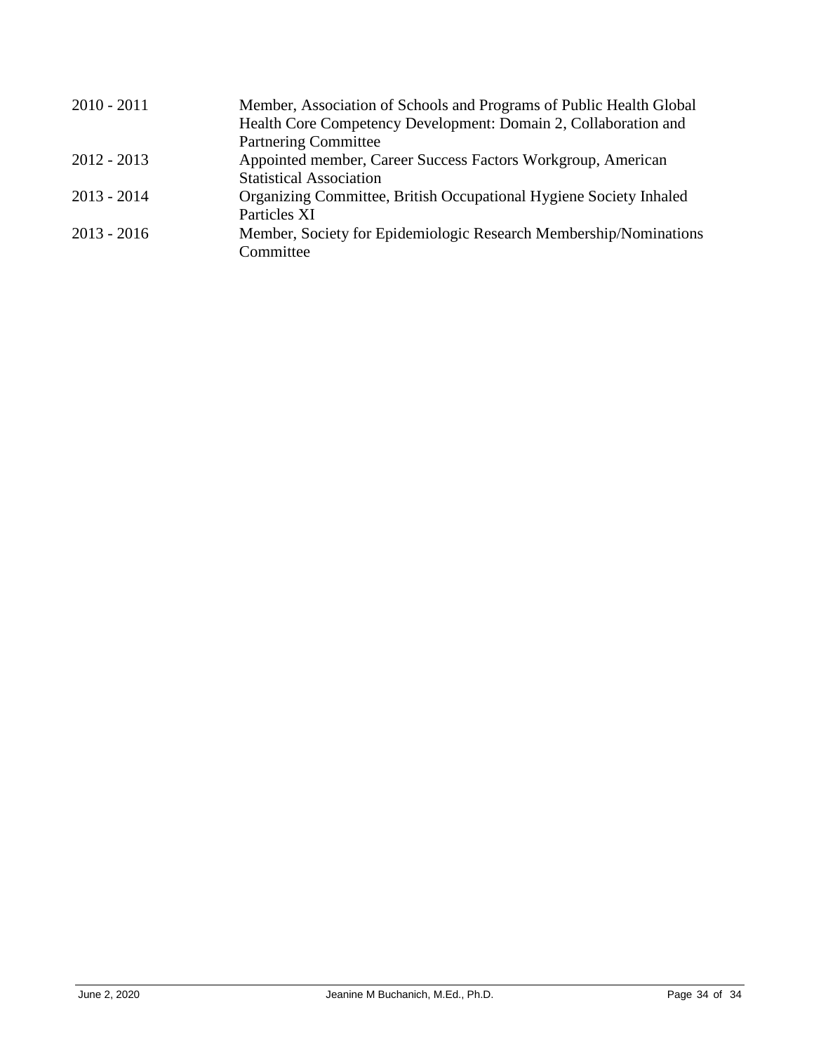| | |
|---|---|
| 2010 - 2011 | Member, Association of Schools and Programs of Public Health Global Health Core Competency Development: Domain 2, Collaboration and Partnering Committee |
| 2012 - 2013 | Appointed member, Career Success Factors Workgroup, American Statistical Association |
| 2013 - 2014 | Organizing Committee, British Occupational Hygiene Society Inhaled Particles XI |
| 2013 - 2016 | Member, Society for Epidemiologic Research Membership/Nominations Committee |